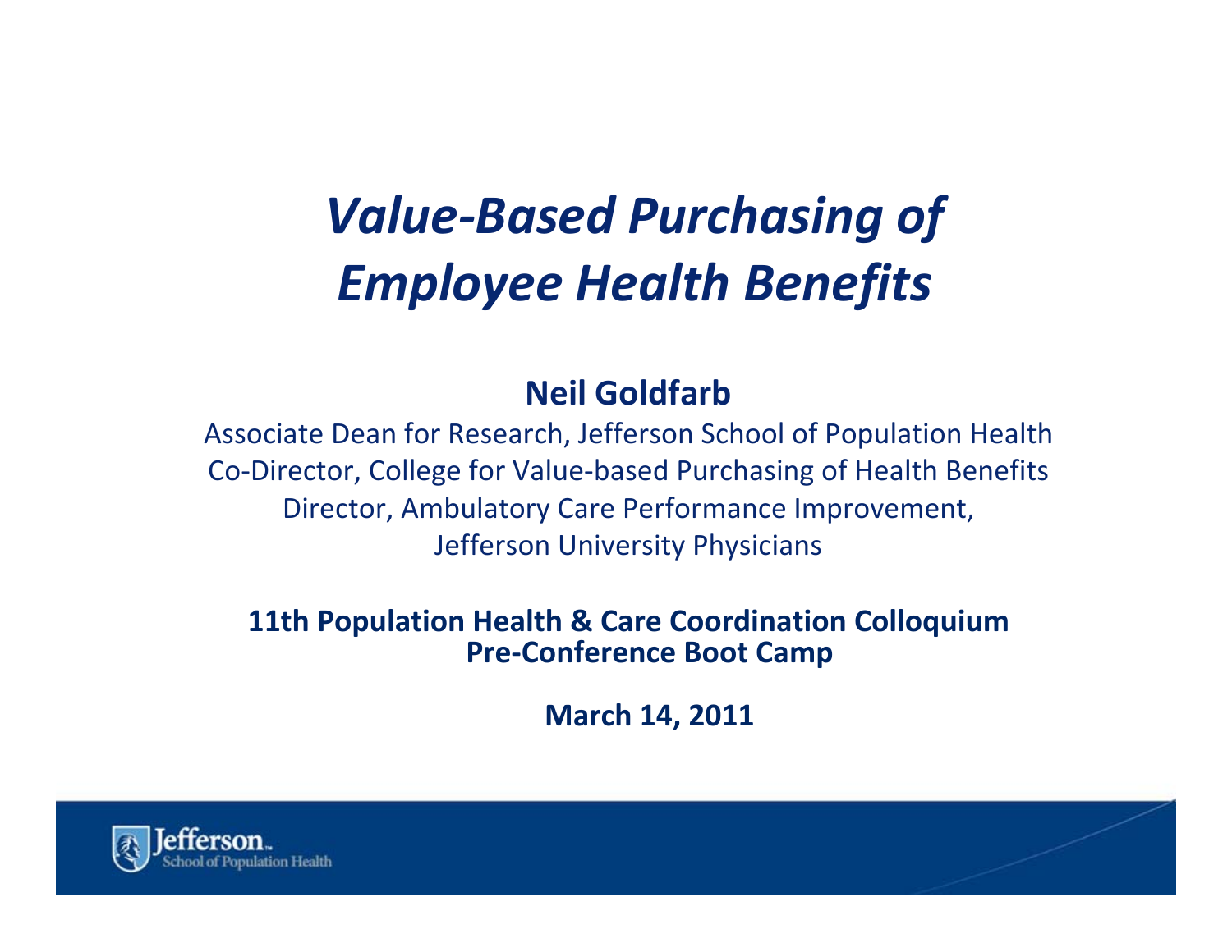# *Value-Based Purchasing of Employee Health Benefits*

**Neil Goldfarb**

Associate Dean for Research, Jefferson School of Population Health
Co-Director, College for Value-based Purchasing of Health Benefits
Director, Ambulatory Care Performance Improvement,
Jefferson University Physicians

**11th Population Health & Care Coordination Colloquium**
**Pre-Conference Boot Camp**

**March 14, 2011**

Jefferson School of Population Health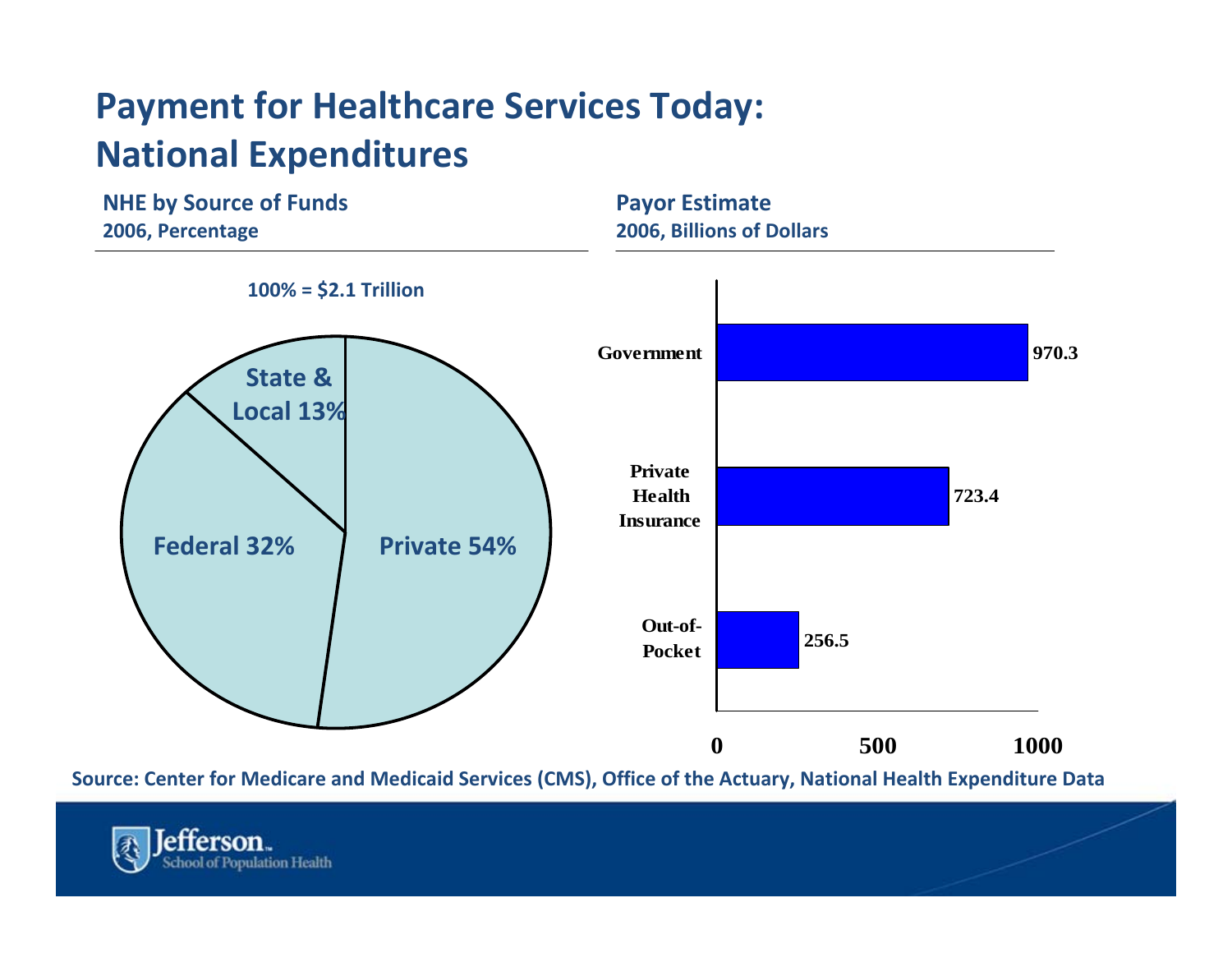# Payment for Healthcare Services Today: National Expenditures

**NHE by Source of Funds**
**2006, Percentage**

100% = $2.1 Trillion

| Source | Percentage |
|---|---|
| Private | 54% |
| Federal | 32% |
| State & Local | 13% |

**Payor Estimate**
**2006, Billions of Dollars**

| Payor | Billions of Dollars |
|---|---|
| Government | 970.3 |
| Private Health Insurance | 723.4 |
| Out-of-Pocket | 256.5 |

Source: Center for Medicare and Medicaid Services (CMS), Office of the Actuary, National Health Expenditure Data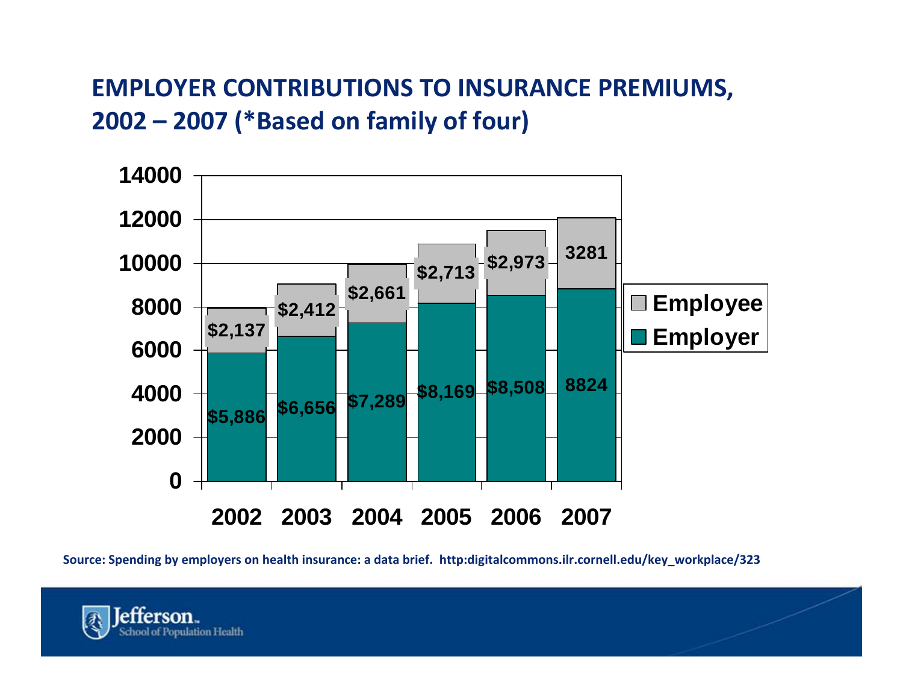## EMPLOYER CONTRIBUTIONS TO INSURANCE PREMIUMS, 2002 – 2007 (*Based on family of four)

| Year | Employer | Employee |
|---|---|---|
| 2002 | $5,886 | $2,137 |
| 2003 | $6,656 | $2,412 |
| 2004 | $7,289 | $2,661 |
| 2005 | $8,169 | $2,713 |
| 2006 | $8,508 | $2,973 |
| 2007 | 8824 | 3281 |

Source: Spending by employers on health insurance: a data brief. http:digitalcommons.ilr.cornell.edu/key_workplace/323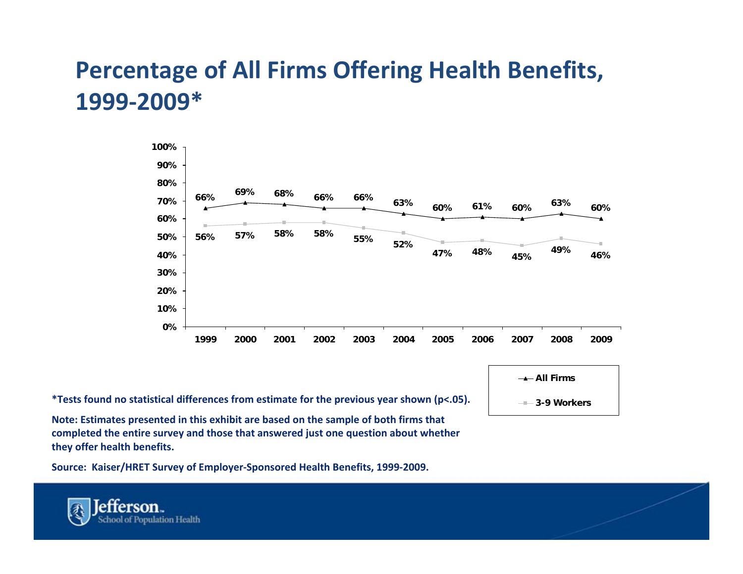# Percentage of All Firms Offering Health Benefits, 1999-2009*

| Year | All Firms | 3-9 Workers |
|---|---|---|
| 1999 | 66% | 56% |
| 2000 | 69% | 57% |
| 2001 | 68% | 58% |
| 2002 | 66% | 58% |
| 2003 | 66% | 55% |
| 2004 | 63% | 52% |
| 2005 | 60% | 47% |
| 2006 | 61% | 48% |
| 2007 | 60% | 45% |
| 2008 | 63% | 49% |
| 2009 | 60% | 46% |

**\*Tests found no statistical differences from estimate for the previous year shown (p<.05).**

**Note: Estimates presented in this exhibit are based on the sample of both firms that completed the entire survey and those that answered just one question about whether they offer health benefits.**

**Source: Kaiser/HRET Survey of Employer-Sponsored Health Benefits, 1999-2009.**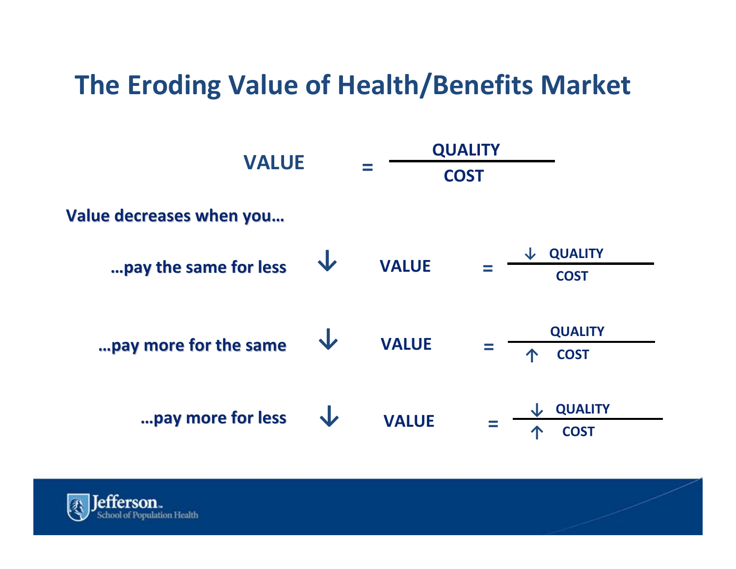# The Eroding Value of Health/Benefits Market

$$\text{VALUE} = \frac{\text{QUALITY}}{\text{COST}}$$

**Value decreases when you…**

…pay the same for less $\downarrow$ $\text{VALUE} = \dfrac{\downarrow \text{QUALITY}}{\text{COST}}$

…pay more for the same $\downarrow$ $\text{VALUE} = \dfrac{\text{QUALITY}}{\uparrow \text{COST}}$

…pay more for less $\downarrow$ $\text{VALUE} = \dfrac{\downarrow \text{QUALITY}}{\uparrow \text{COST}}$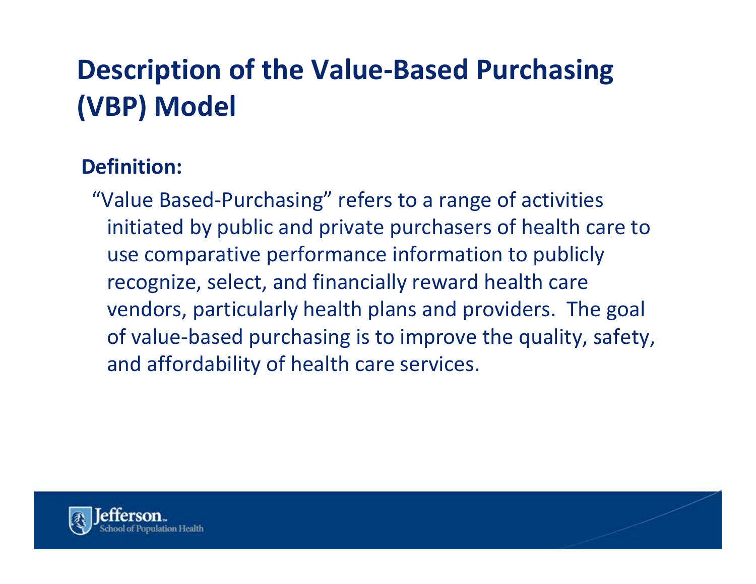# Description of the Value-Based Purchasing (VBP) Model

**Definition:**

"Value Based-Purchasing" refers to a range of activities initiated by public and private purchasers of health care to use comparative performance information to publicly recognize, select, and financially reward health care vendors, particularly health plans and providers. The goal of value-based purchasing is to improve the quality, safety, and affordability of health care services.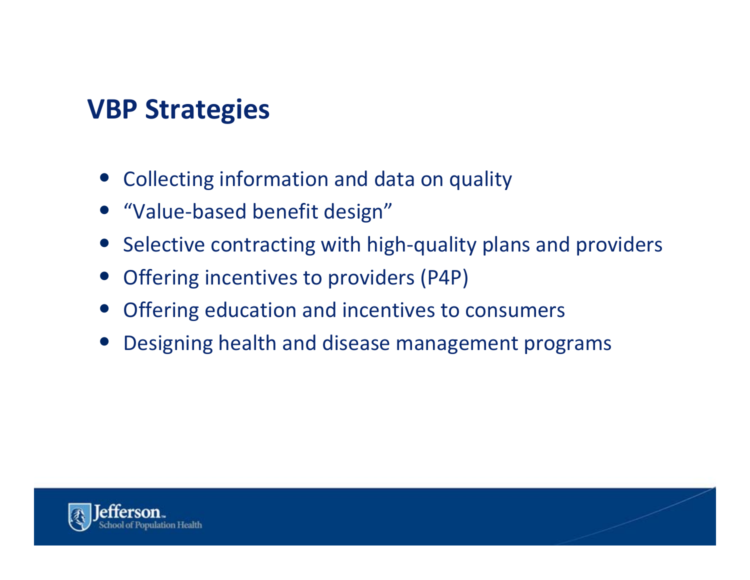## VBP Strategies

- Collecting information and data on quality
- “Value-based benefit design”
- Selective contracting with high-quality plans and providers
- Offering incentives to providers (P4P)
- Offering education and incentives to consumers
- Designing health and disease management programs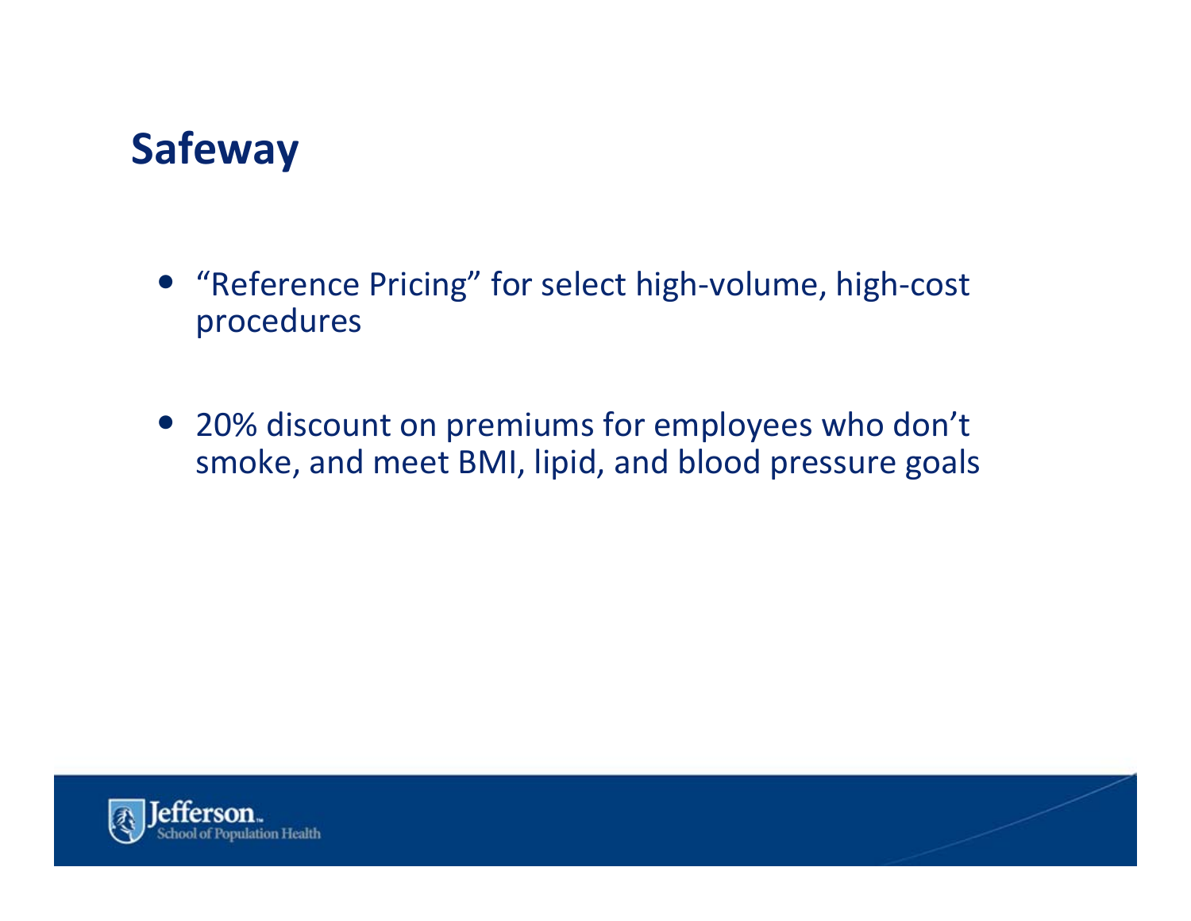# Safeway

- "Reference Pricing" for select high-volume, high-cost procedures
- 20% discount on premiums for employees who don't smoke, and meet BMI, lipid, and blood pressure goals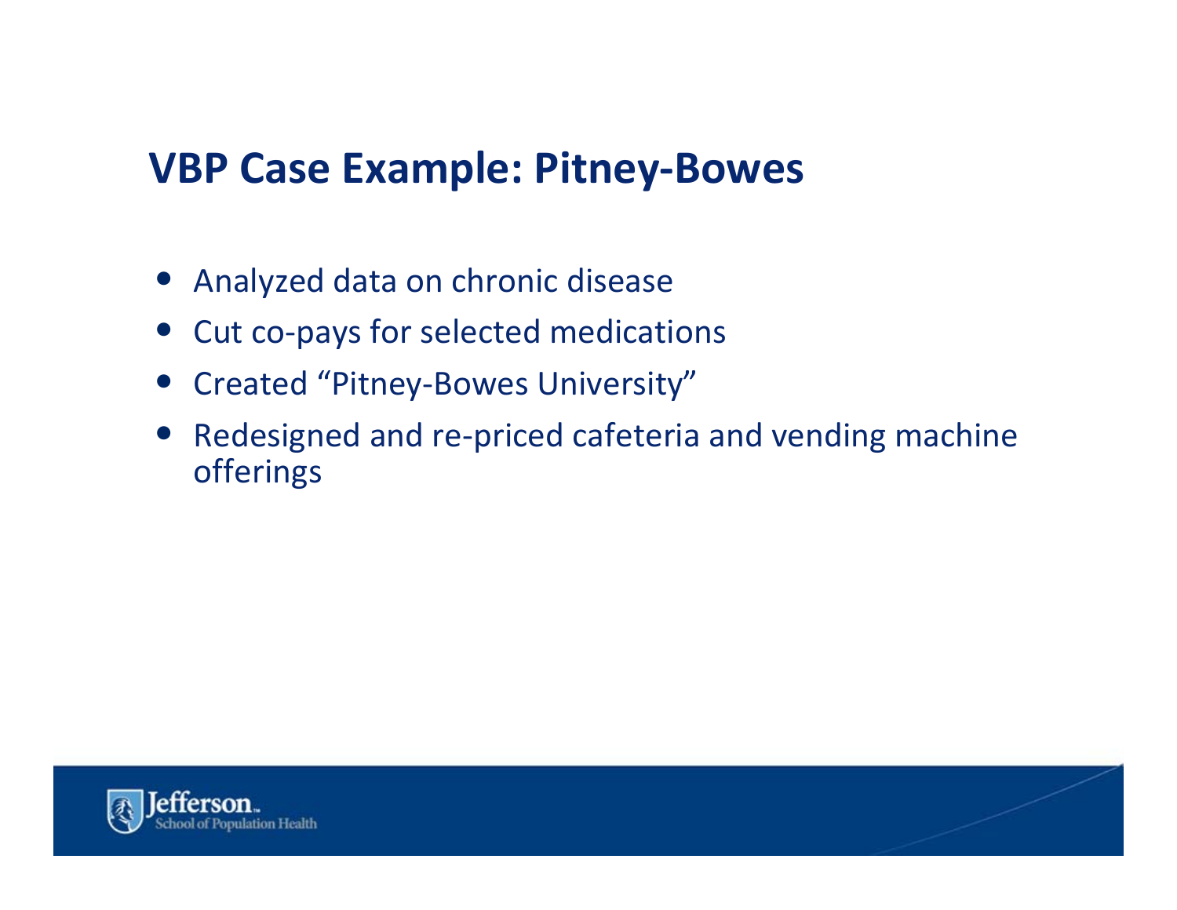## VBP Case Example: Pitney-Bowes

- Analyzed data on chronic disease
- Cut co-pays for selected medications
- Created "Pitney-Bowes University"
- Redesigned and re-priced cafeteria and vending machine offerings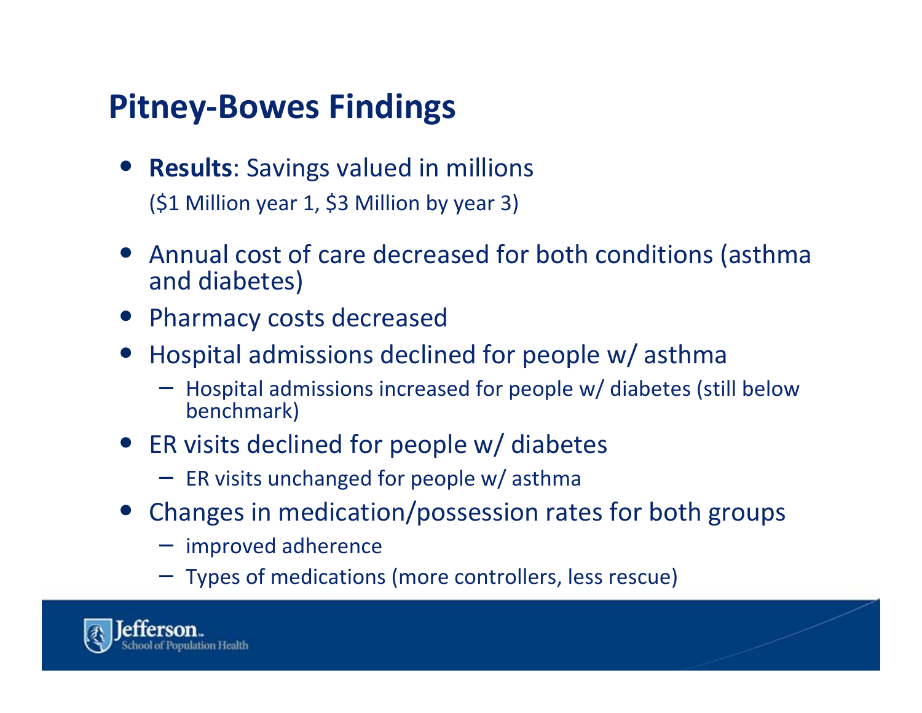## Pitney-Bowes Findings

- **Results**: Savings valued in millions
  ($1 Million year 1, $3 Million by year 3)
- Annual cost of care decreased for both conditions (asthma and diabetes)
- Pharmacy costs decreased
- Hospital admissions declined for people w/ asthma
  - Hospital admissions increased for people w/ diabetes (still below benchmark)
- ER visits declined for people w/ diabetes
  - ER visits unchanged for people w/ asthma
- Changes in medication/possession rates for both groups
  - improved adherence
  - Types of medications (more controllers, less rescue)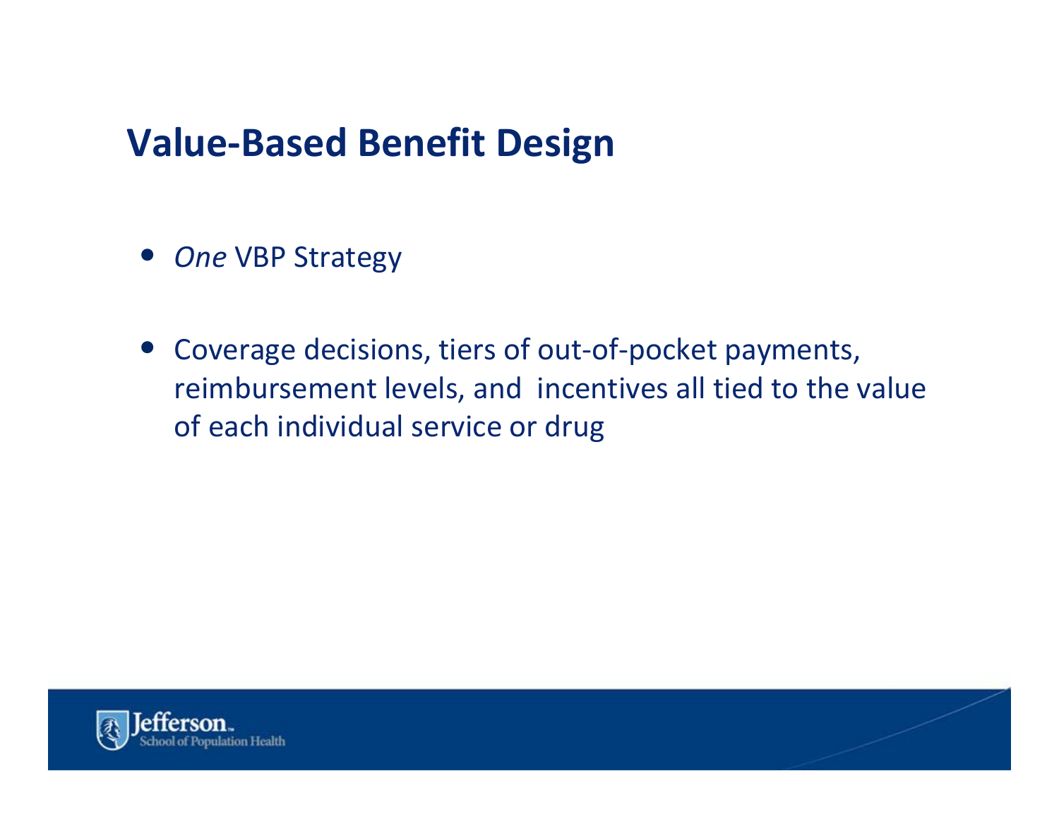# Value-Based Benefit Design

- *One* VBP Strategy

- Coverage decisions, tiers of out-of-pocket payments, reimbursement levels, and incentives all tied to the value of each individual service or drug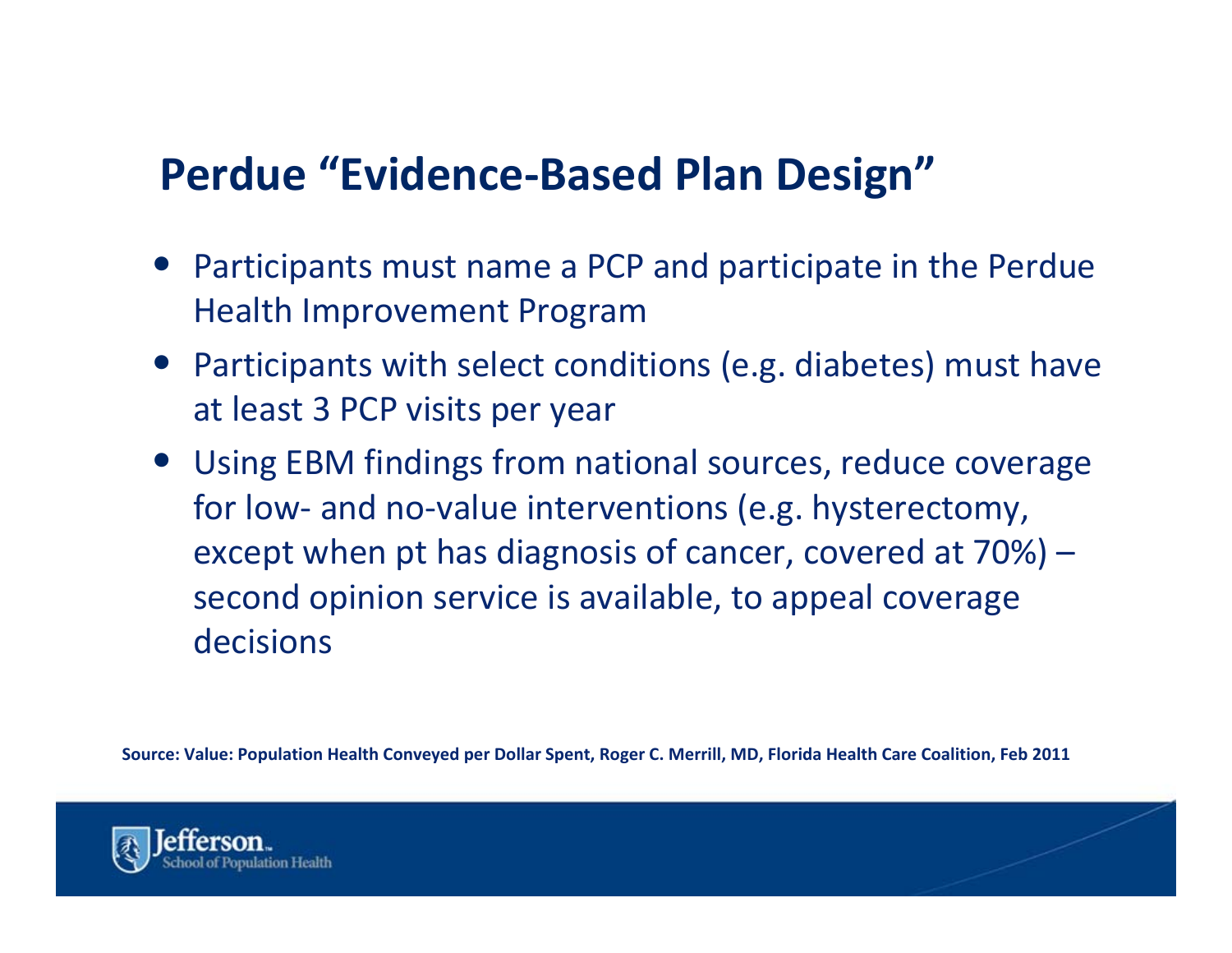## Perdue "Evidence-Based Plan Design"

- Participants must name a PCP and participate in the Perdue Health Improvement Program
- Participants with select conditions (e.g. diabetes) must have at least 3 PCP visits per year
- Using EBM findings from national sources, reduce coverage for low- and no-value interventions (e.g. hysterectomy, except when pt has diagnosis of cancer, covered at 70%) – second opinion service is available, to appeal coverage decisions

**Source: Value: Population Health Conveyed per Dollar Spent, Roger C. Merrill, MD, Florida Health Care Coalition, Feb 2011**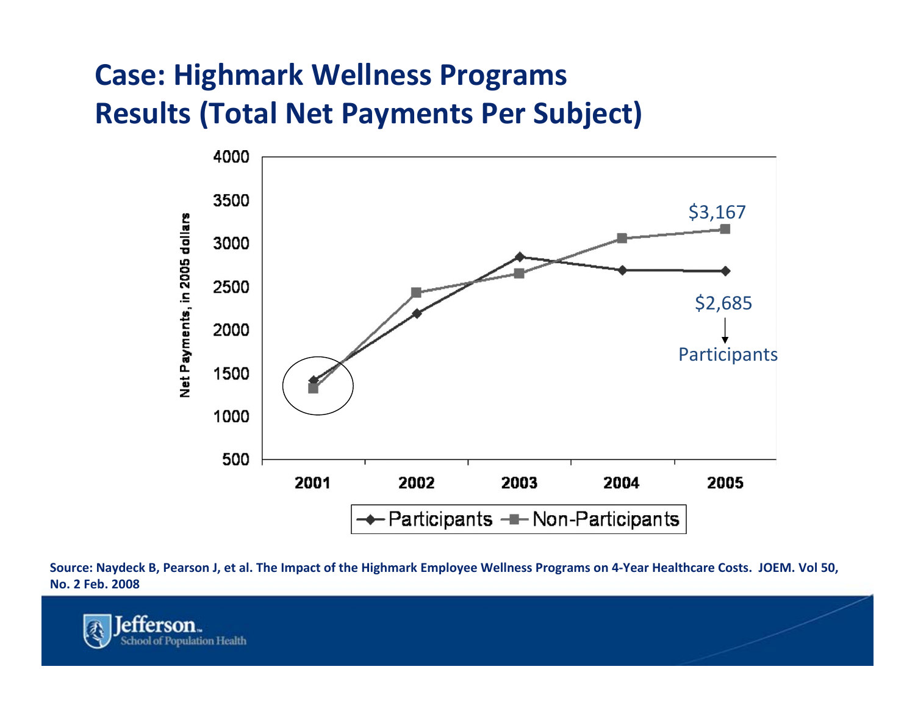# Case: Highmark Wellness Programs Results (Total Net Payments Per Subject)

Net Payments, in 2005 dollars

| | 2001 | 2002 | 2003 | 2004 | 2005 |
|---|---|---|---|---|---|
| Participants | | | | | $2,685 |
| Non-Participants | | | | | $3,167 |

Source: Naydeck B, Pearson J, et al. The Impact of the Highmark Employee Wellness Programs on 4-Year Healthcare Costs. JOEM. Vol 50, No. 2 Feb. 2008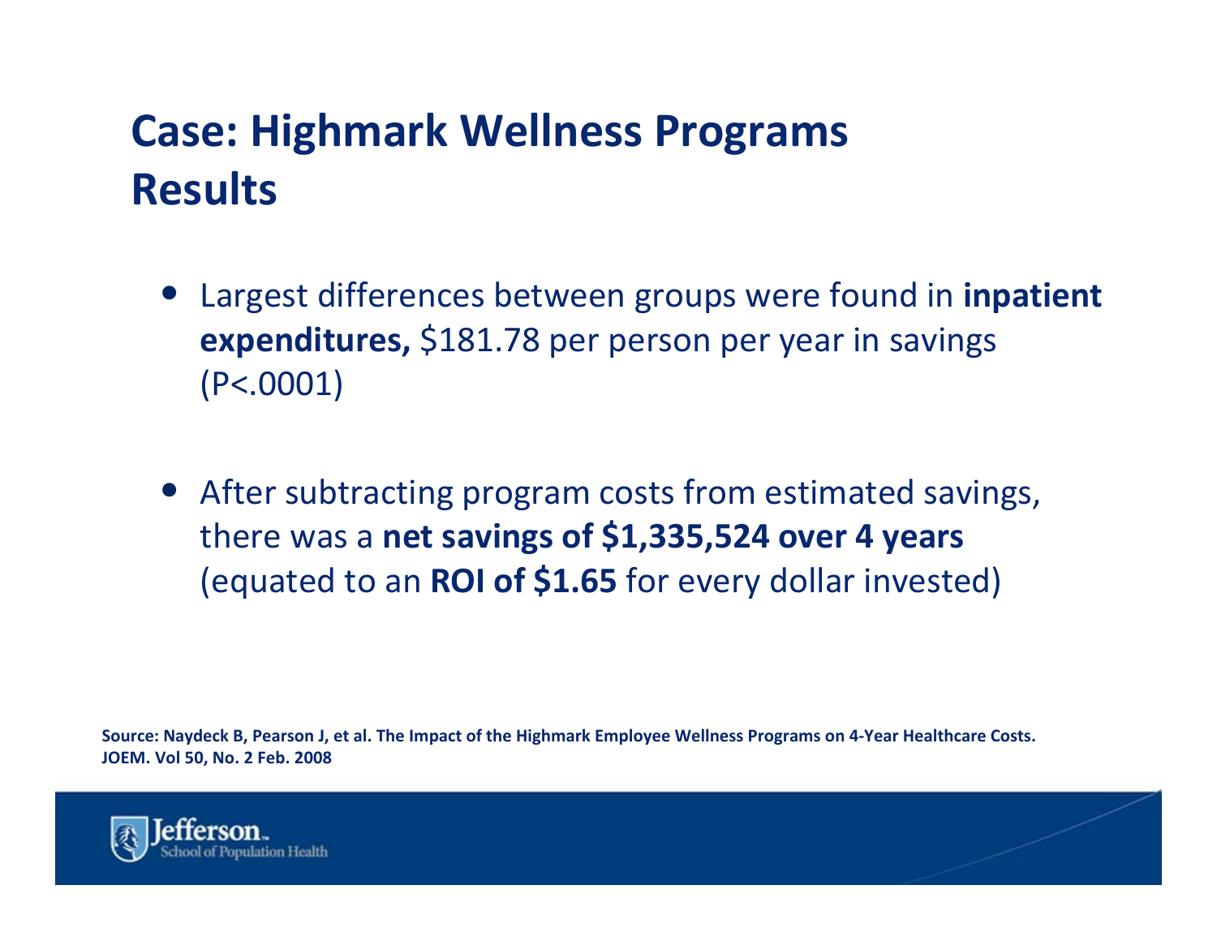# Case: Highmark Wellness Programs Results

- Largest differences between groups were found in **inpatient expenditures,** $181.78 per person per year in savings (P<.0001)

- After subtracting program costs from estimated savings, there was a **net savings of $1,335,524 over 4 years** (equated to an **ROI of $1.65** for every dollar invested)

**Source: Naydeck B, Pearson J, et al. The Impact of the Highmark Employee Wellness Programs on 4-Year Healthcare Costs. JOEM. Vol 50, No. 2 Feb. 2008**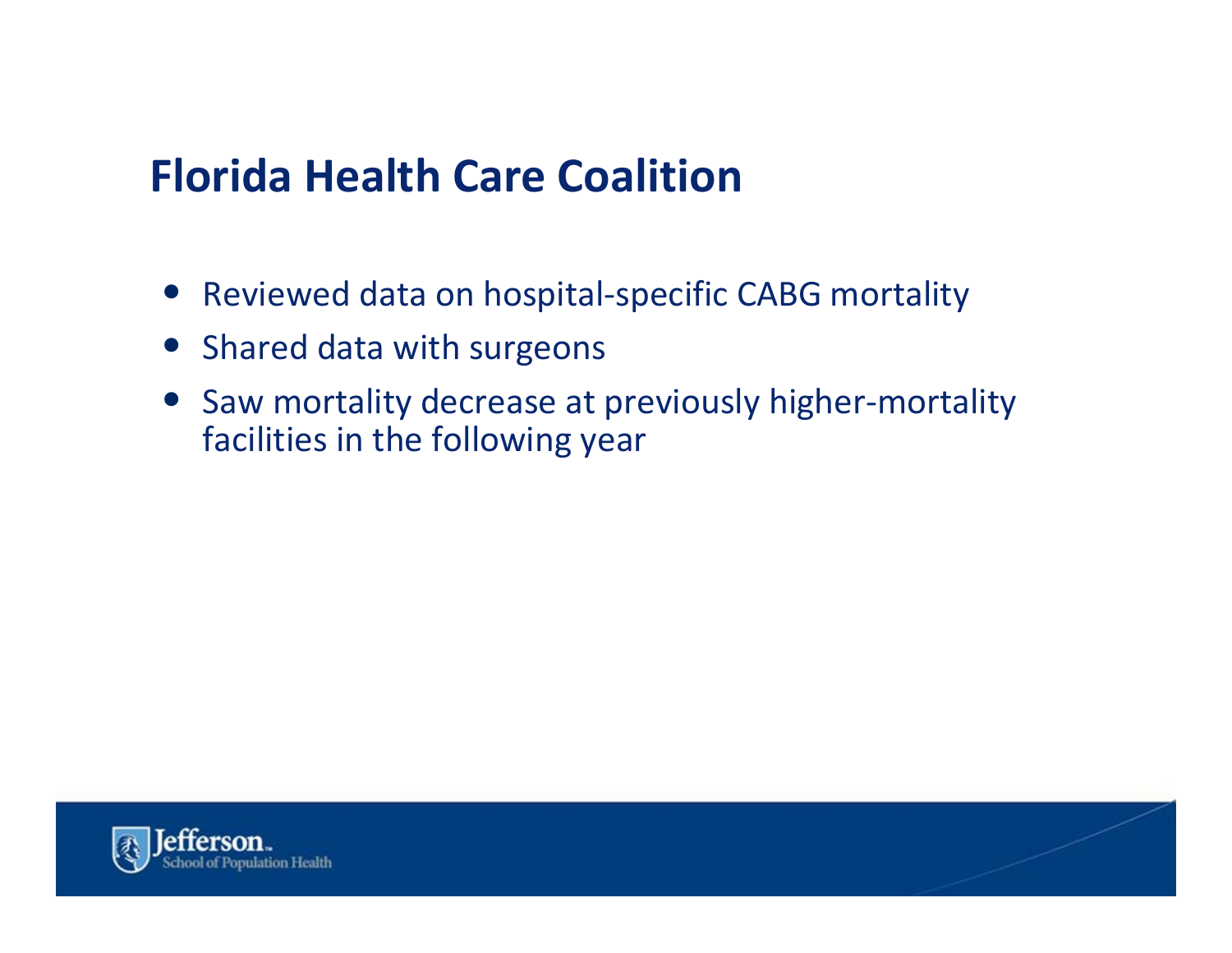# Florida Health Care Coalition

- Reviewed data on hospital-specific CABG mortality
- Shared data with surgeons
- Saw mortality decrease at previously higher-mortality facilities in the following year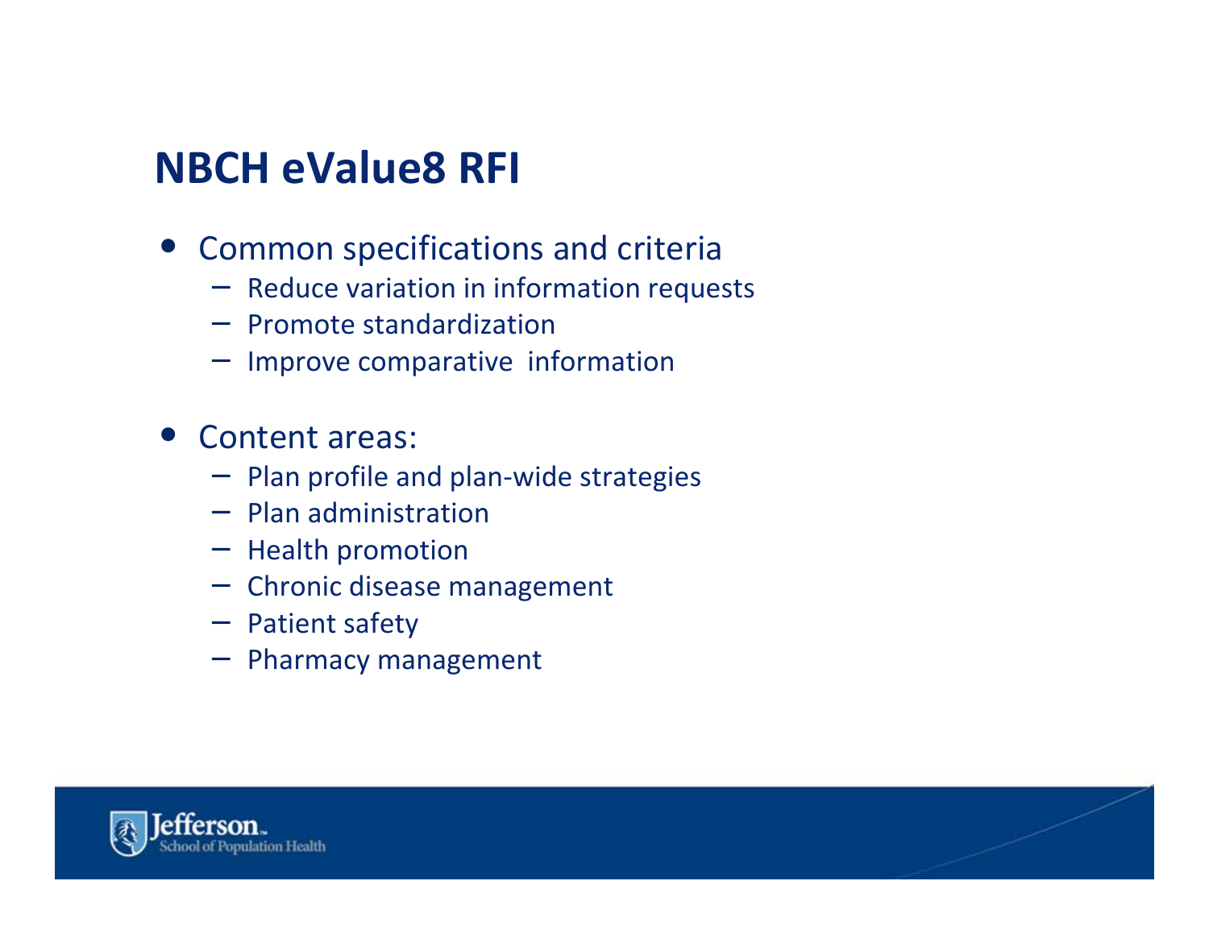# NBCH eValue8 RFI

- Common specifications and criteria
  - Reduce variation in information requests
  - Promote standardization
  - Improve comparative information
- Content areas:
  - Plan profile and plan-wide strategies
  - Plan administration
  - Health promotion
  - Chronic disease management
  - Patient safety
  - Pharmacy management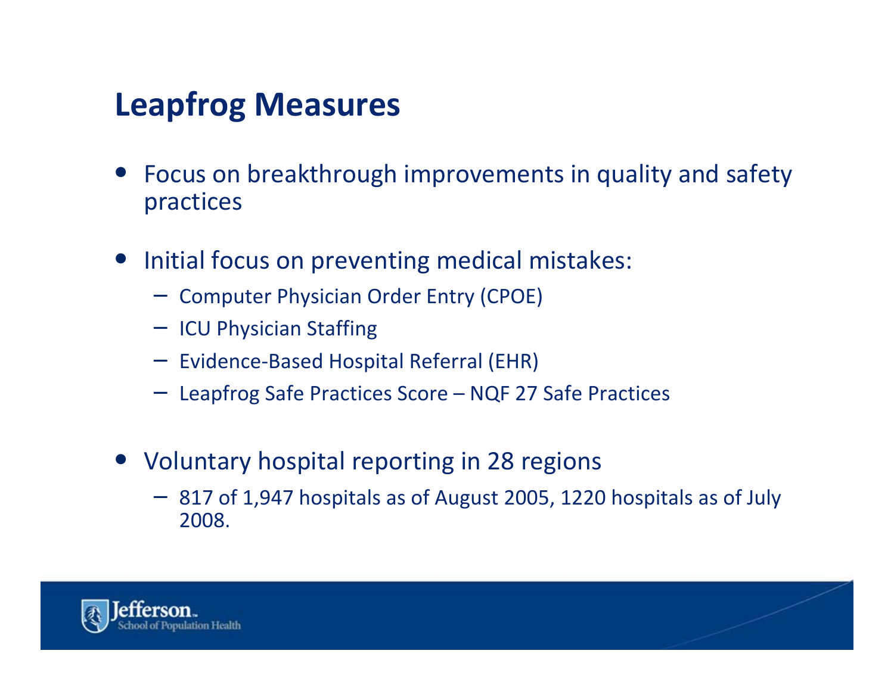# Leapfrog Measures

- Focus on breakthrough improvements in quality and safety practices
- Initial focus on preventing medical mistakes:
  - Computer Physician Order Entry (CPOE)
  - ICU Physician Staffing
  - Evidence-Based Hospital Referral (EHR)
  - Leapfrog Safe Practices Score – NQF 27 Safe Practices
- Voluntary hospital reporting in 28 regions
  - 817 of 1,947 hospitals as of August 2005, 1220 hospitals as of July 2008.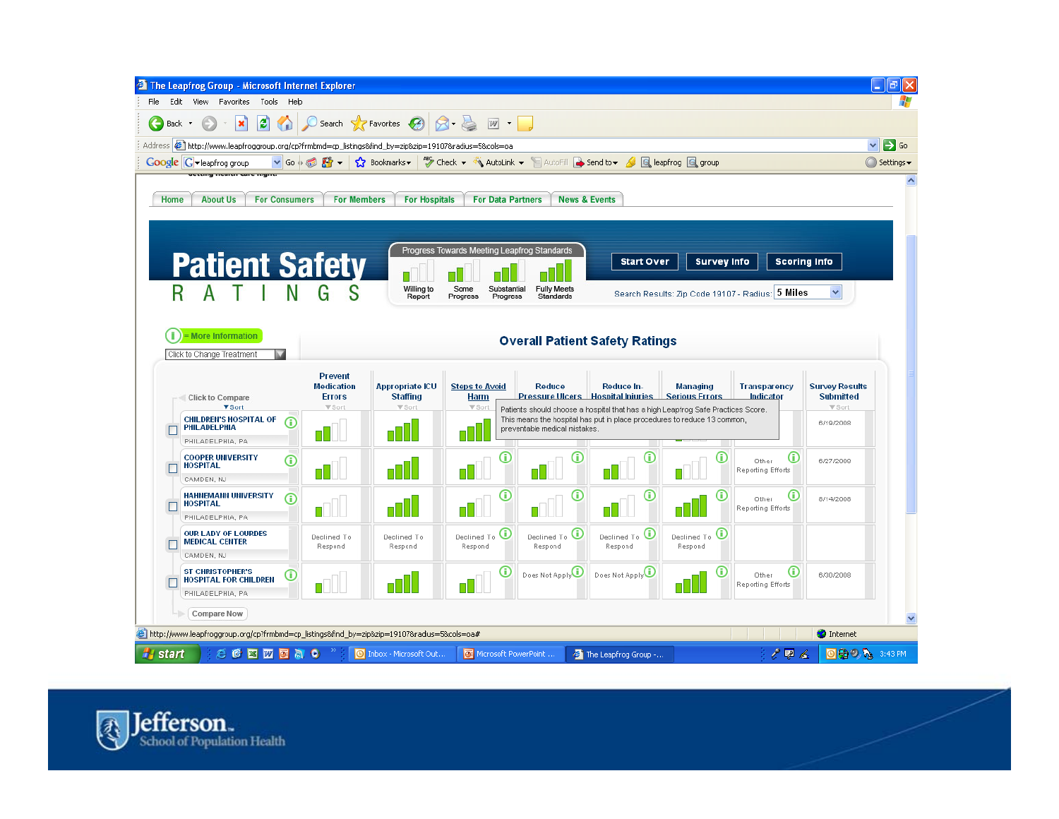The Leapfrog Group - Microsoft Internet Explorer

Home | About Us | For Consumers | For Members | For Hospitals | For Data Partners | News & Events

# Patient Safety RATINGS

Progress Towards Meeting Leapfrog Standards: Willing to Report | Some Progress | Substantial Progress | Fully Meets Standards

Start Over | Survey Info | Scoring Info

Search Results: Zip Code 19107 - Radius: 5 Miles

= More Information

Click to Change Treatment

## Overall Patient Safety Ratings

Patients should choose a hospital that has a high Leapfrog Safe Practices Score. This means the hospital has put in place procedures to reduce 13 common, preventable medical mistakes.

| Click to Compare | Prevent Medication Errors | Appropriate ICU Staffing | Steps to Avoid Harm | Reduce Pressure Ulcers | Reduce In-Hospital Injuries | Managing Serious Errors | Transparency Indicator | Survey Results Submitted |
|---|---|---|---|---|---|---|---|---|
| CHILDREN'S HOSPITAL OF PHILADELPHIA, PHILADELPHIA, PA | | | | | | | | 6/19/2008 |
| COOPER UNIVERSITY HOSPITAL, CAMDEN, NJ | | | | | | | Other Reporting Efforts | 6/27/2008 |
| HAHNEMANN UNIVERSITY HOSPITAL, PHILADELPHIA, PA | | | | | | | Other Reporting Efforts | 8/14/2008 |
| OUR LADY OF LOURDES MEDICAL CENTER, CAMDEN, NJ | Declined To Respond | Declined To Respond | Declined To Respond | Declined To Respond | Declined To Respond | Declined To Respond | | |
| ST CHRISTOPHER'S HOSPITAL FOR CHILDREN, PHILADELPHIA, PA | | | | Does Not Apply | Does Not Apply | | Other Reporting Efforts | 6/30/2008 |

Compare Now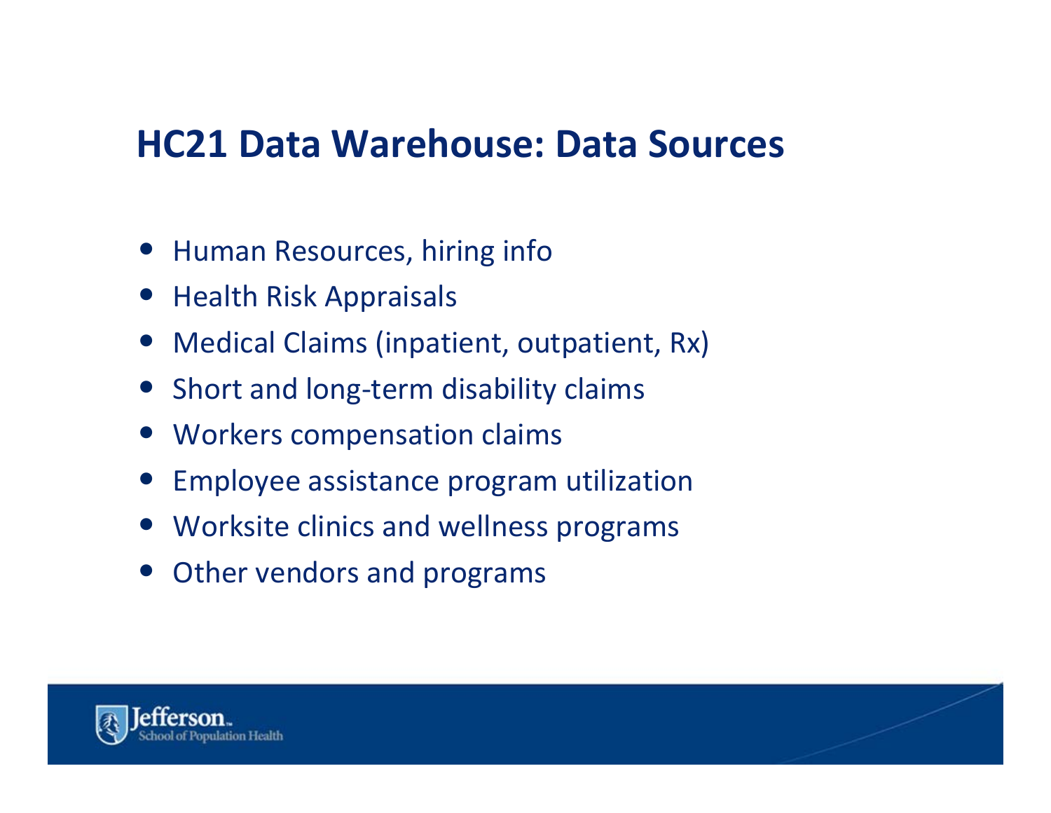## HC21 Data Warehouse: Data Sources

- Human Resources, hiring info
- Health Risk Appraisals
- Medical Claims (inpatient, outpatient, Rx)
- Short and long-term disability claims
- Workers compensation claims
- Employee assistance program utilization
- Worksite clinics and wellness programs
- Other vendors and programs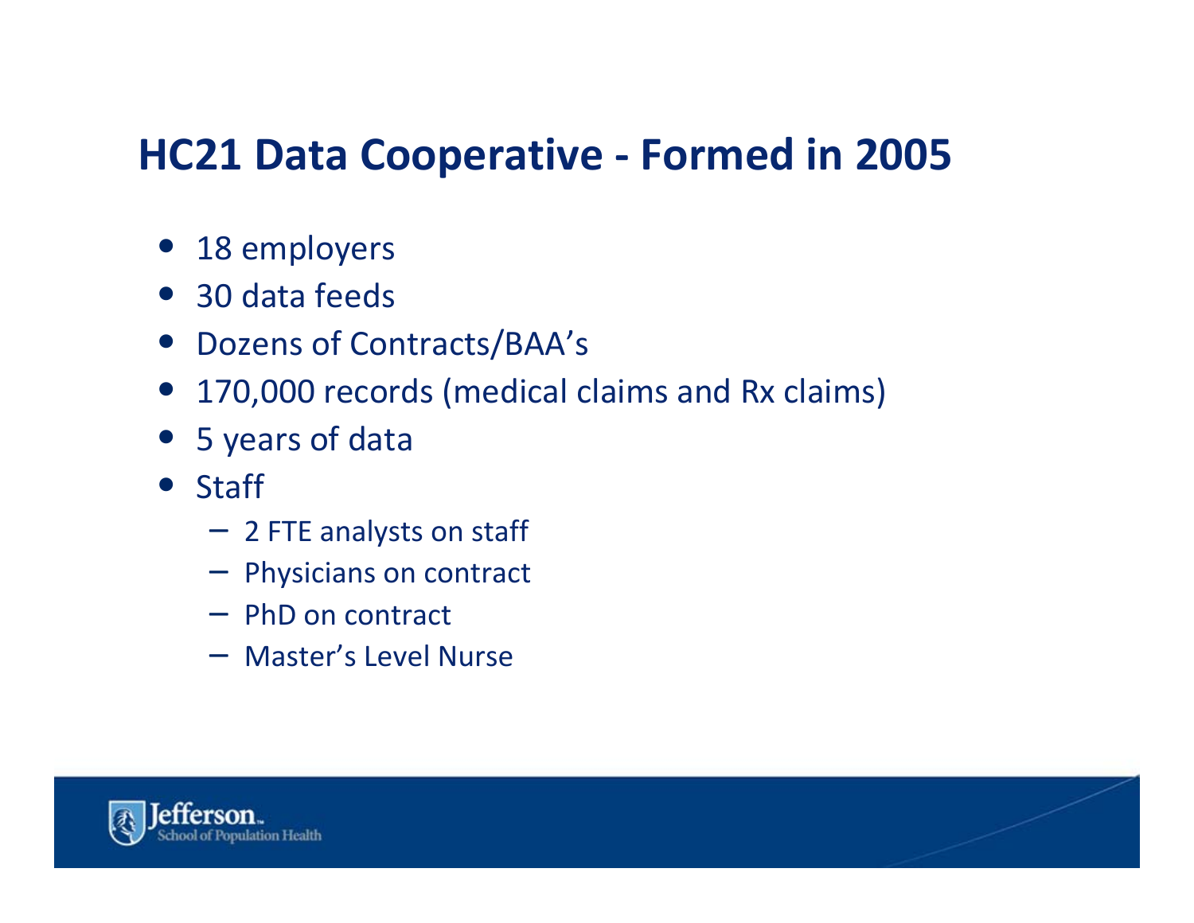# HC21 Data Cooperative - Formed in 2005

- 18 employers
- 30 data feeds
- Dozens of Contracts/BAA's
- 170,000 records (medical claims and Rx claims)
- 5 years of data
- Staff
  - 2 FTE analysts on staff
  - Physicians on contract
  - PhD on contract
  - Master's Level Nurse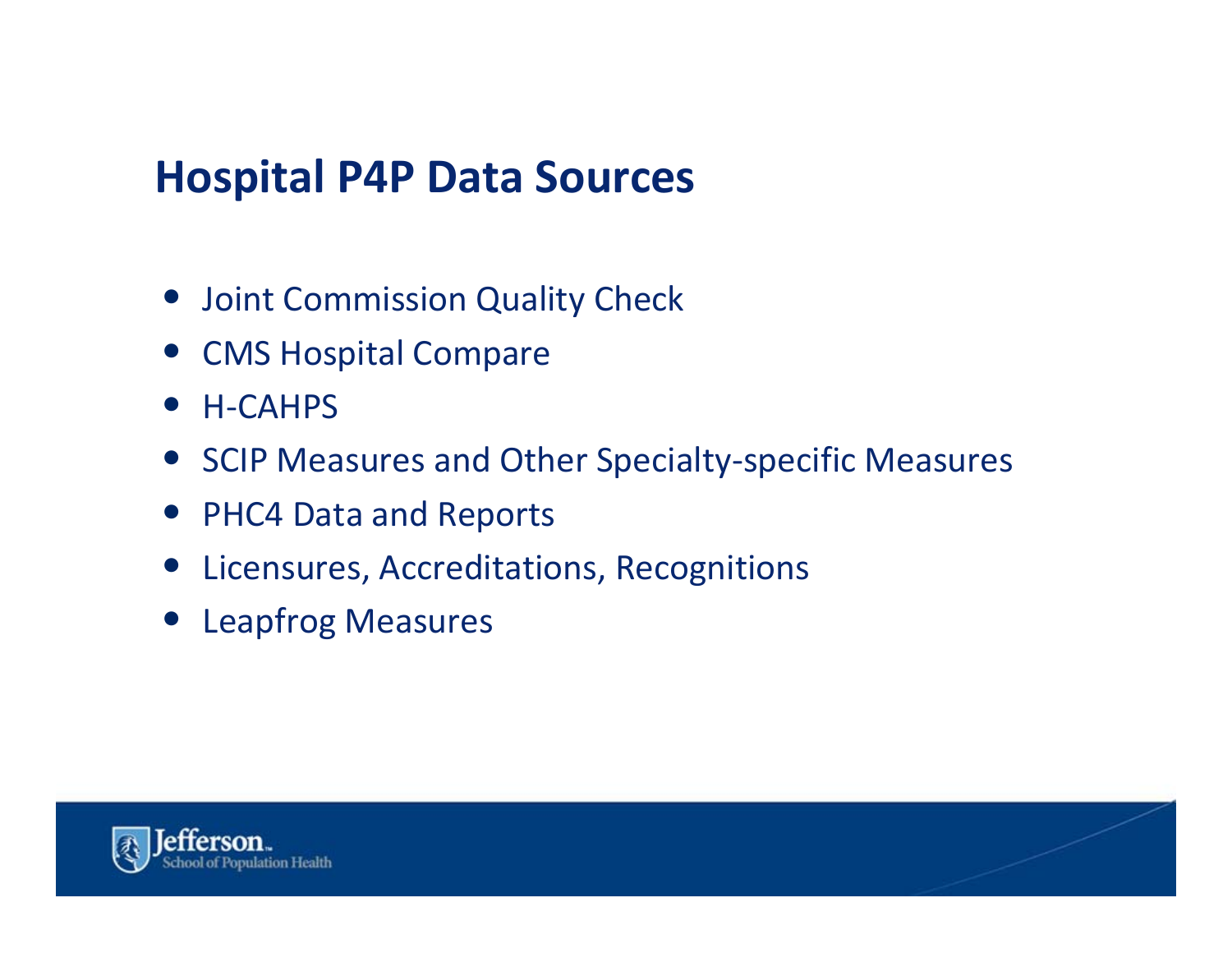# Hospital P4P Data Sources

- Joint Commission Quality Check
- CMS Hospital Compare
- H-CAHPS
- SCIP Measures and Other Specialty-specific Measures
- PHC4 Data and Reports
- Licensures, Accreditations, Recognitions
- Leapfrog Measures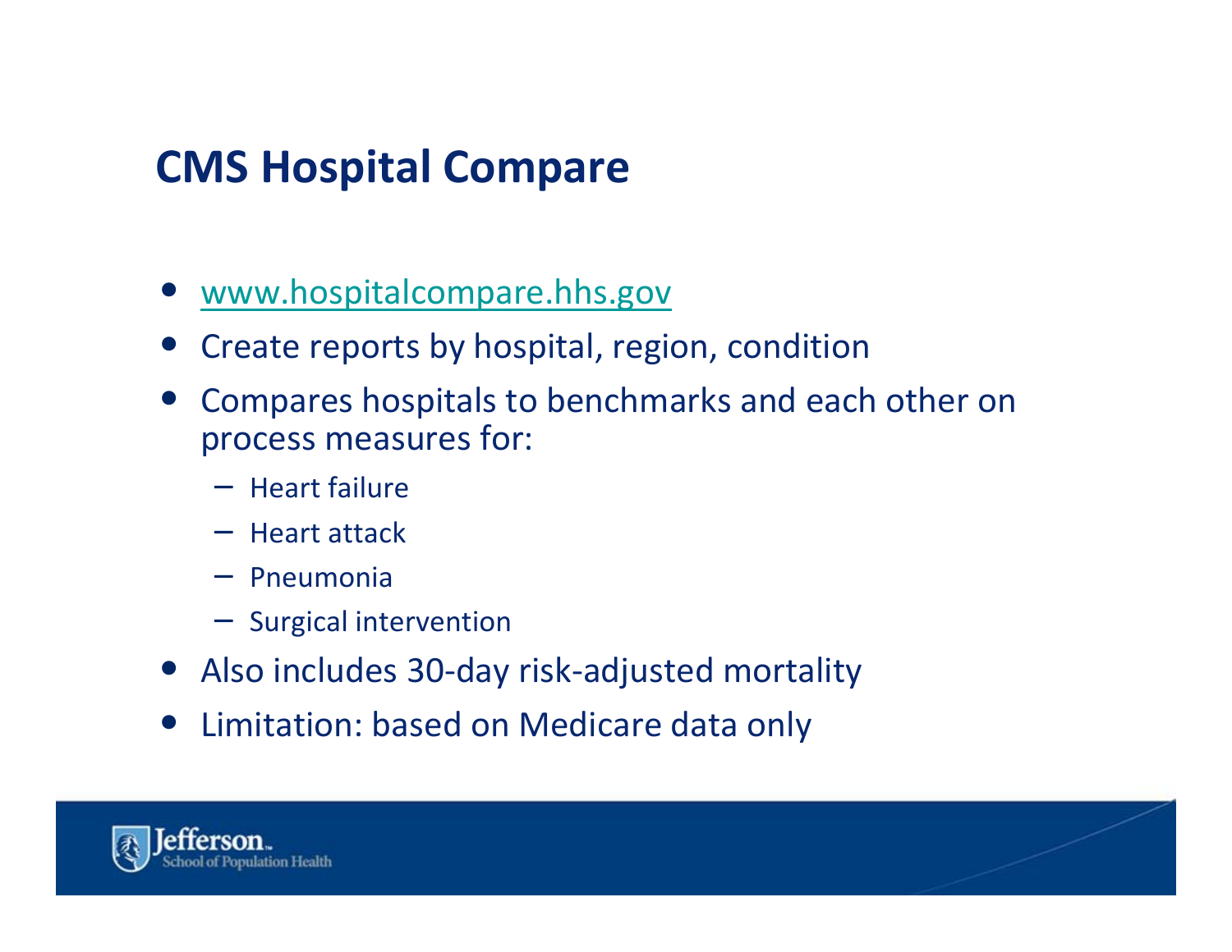# CMS Hospital Compare

- www.hospitalcompare.hhs.gov
- Create reports by hospital, region, condition
- Compares hospitals to benchmarks and each other on process measures for:
  - Heart failure
  - Heart attack
  - Pneumonia
  - Surgical intervention
- Also includes 30-day risk-adjusted mortality
- Limitation: based on Medicare data only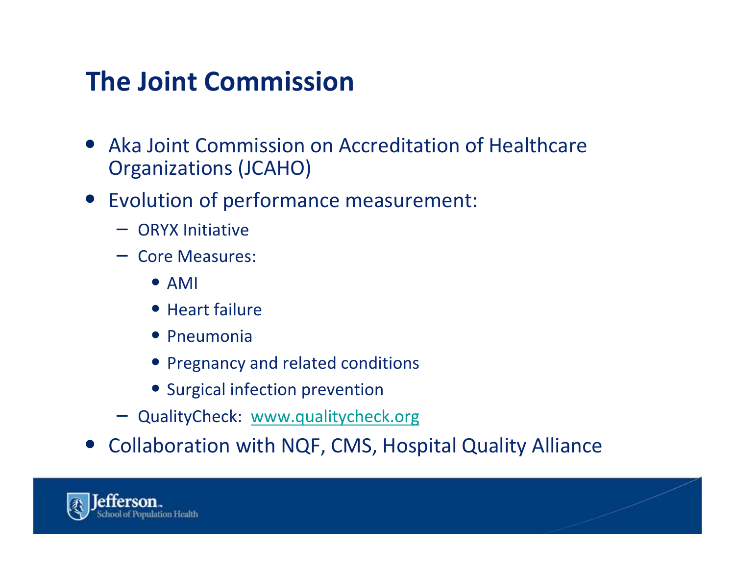# The Joint Commission

- Aka Joint Commission on Accreditation of Healthcare Organizations (JCAHO)
- Evolution of performance measurement:
  - ORYX Initiative
  - Core Measures:
    - AMI
    - Heart failure
    - Pneumonia
    - Pregnancy and related conditions
    - Surgical infection prevention
  - QualityCheck: www.qualitycheck.org
- Collaboration with NQF, CMS, Hospital Quality Alliance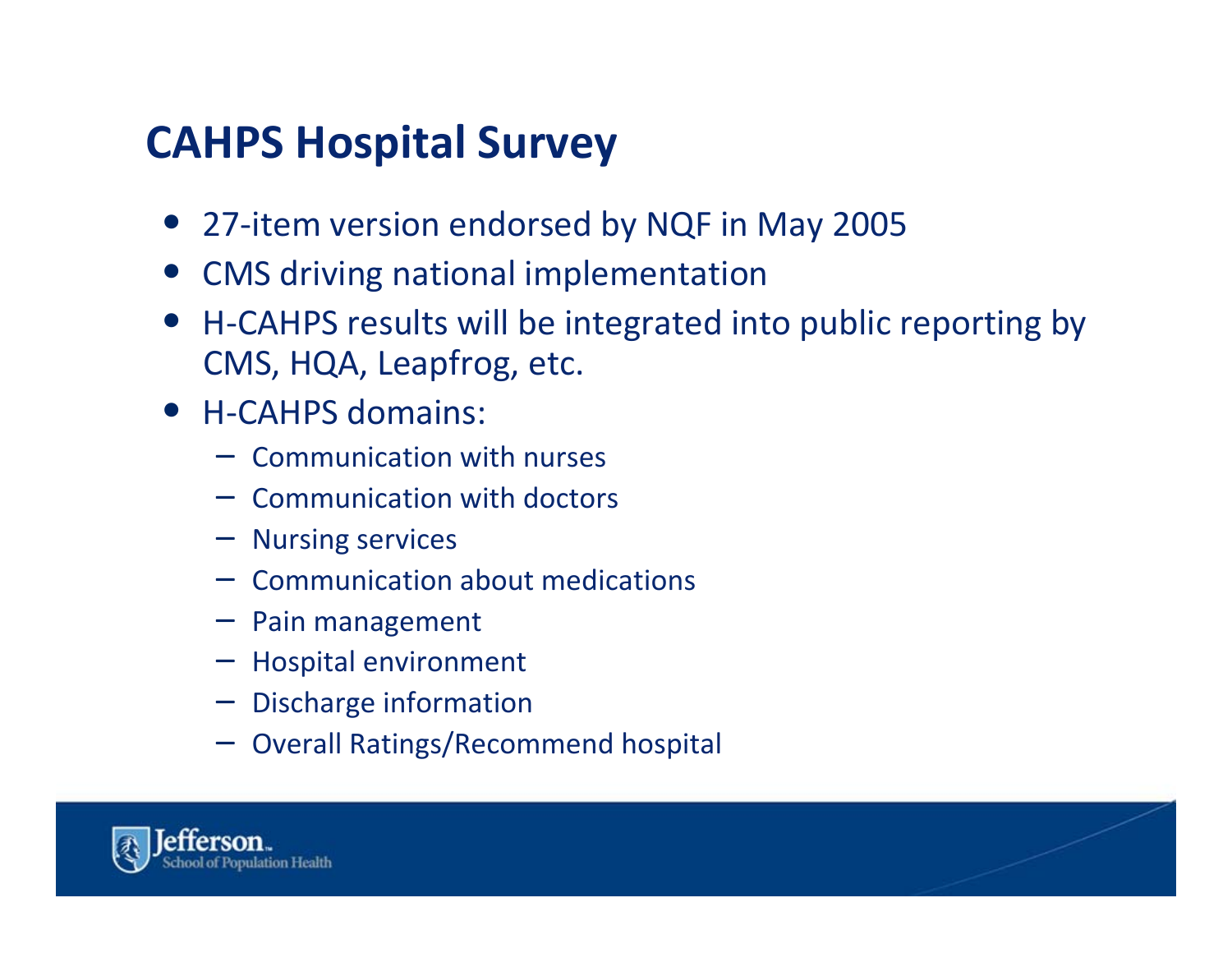## CAHPS Hospital Survey

- 27-item version endorsed by NQF in May 2005
- CMS driving national implementation
- H-CAHPS results will be integrated into public reporting by CMS, HQA, Leapfrog, etc.
- H-CAHPS domains:
  - Communication with nurses
  - Communication with doctors
  - Nursing services
  - Communication about medications
  - Pain management
  - Hospital environment
  - Discharge information
  - Overall Ratings/Recommend hospital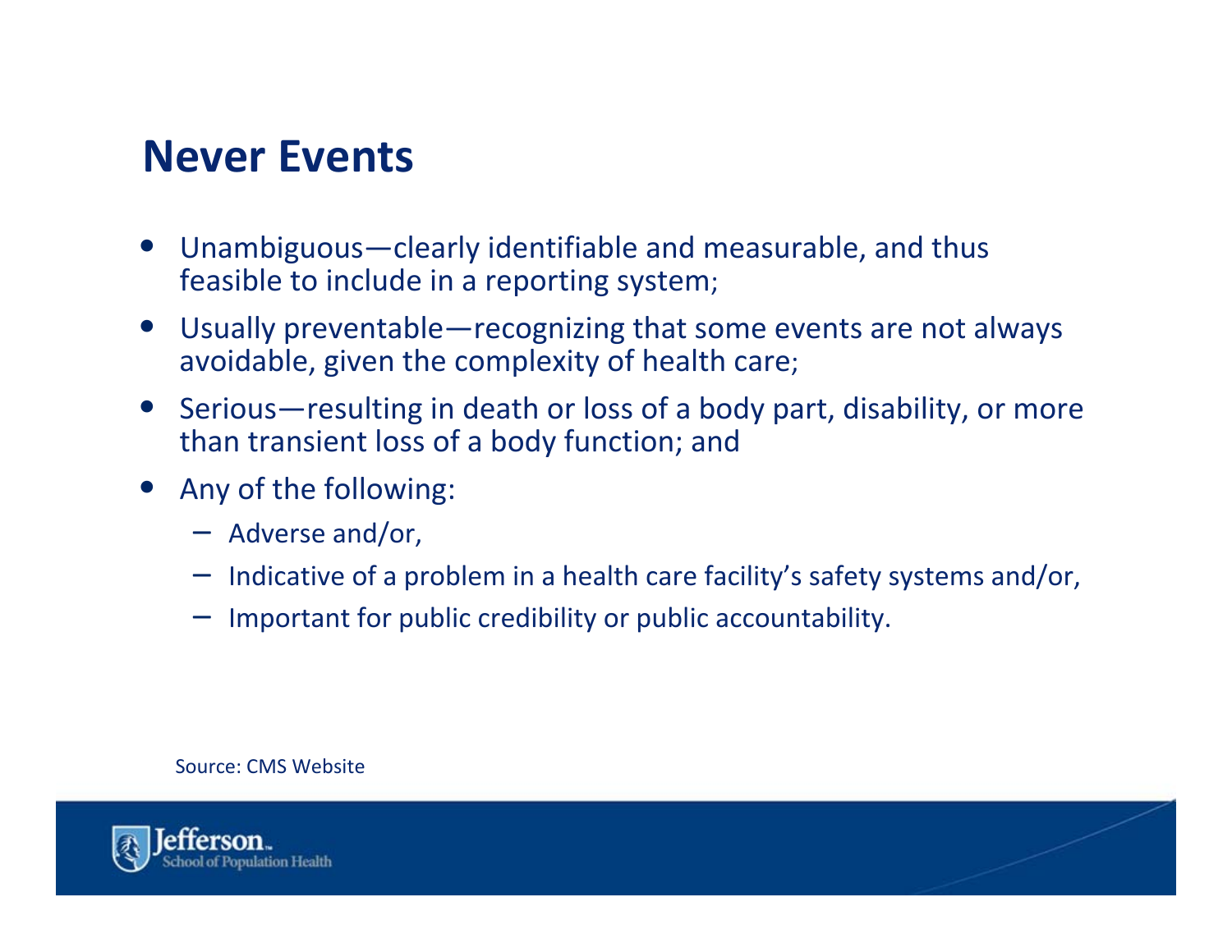## Never Events

- Unambiguous—clearly identifiable and measurable, and thus feasible to include in a reporting system;
- Usually preventable—recognizing that some events are not always avoidable, given the complexity of health care;
- Serious—resulting in death or loss of a body part, disability, or more than transient loss of a body function; and
- Any of the following:
  - Adverse and/or,
  - Indicative of a problem in a health care facility's safety systems and/or,
  - Important for public credibility or public accountability.

Source: CMS Website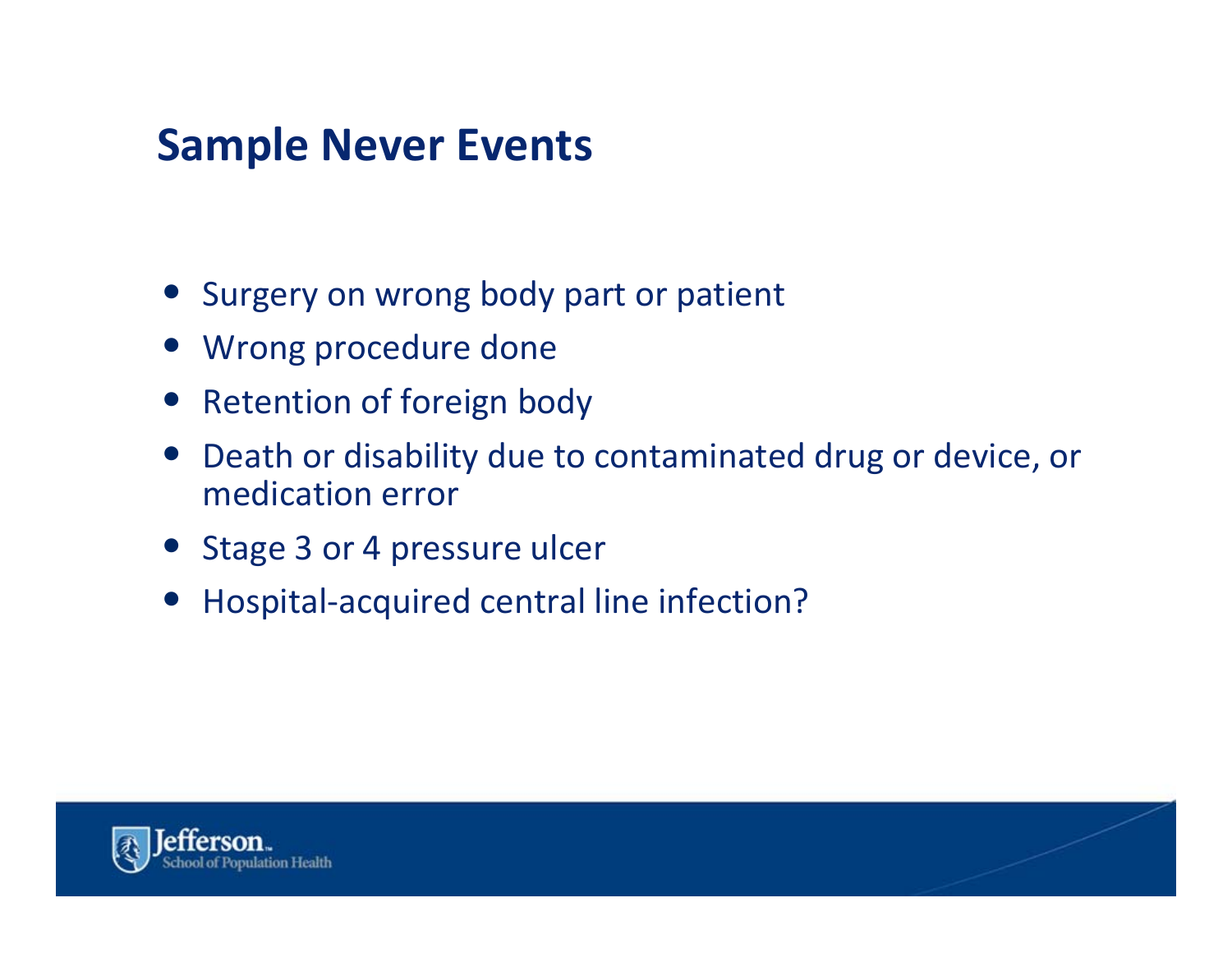# Sample Never Events

- Surgery on wrong body part or patient
- Wrong procedure done
- Retention of foreign body
- Death or disability due to contaminated drug or device, or medication error
- Stage 3 or 4 pressure ulcer
- Hospital-acquired central line infection?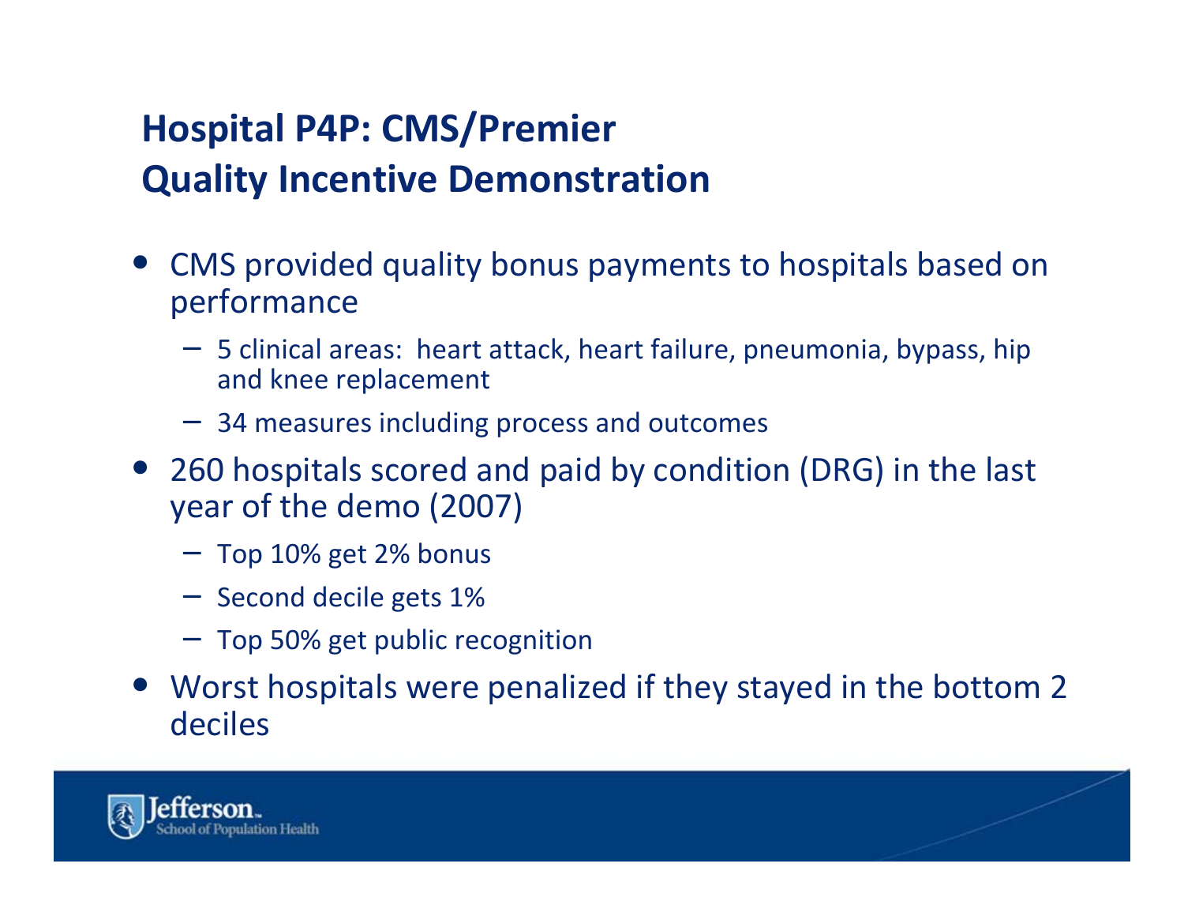## Hospital P4P: CMS/Premier Quality Incentive Demonstration

- CMS provided quality bonus payments to hospitals based on performance
  - 5 clinical areas: heart attack, heart failure, pneumonia, bypass, hip and knee replacement
  - 34 measures including process and outcomes
- 260 hospitals scored and paid by condition (DRG) in the last year of the demo (2007)
  - Top 10% get 2% bonus
  - Second decile gets 1%
  - Top 50% get public recognition
- Worst hospitals were penalized if they stayed in the bottom 2 deciles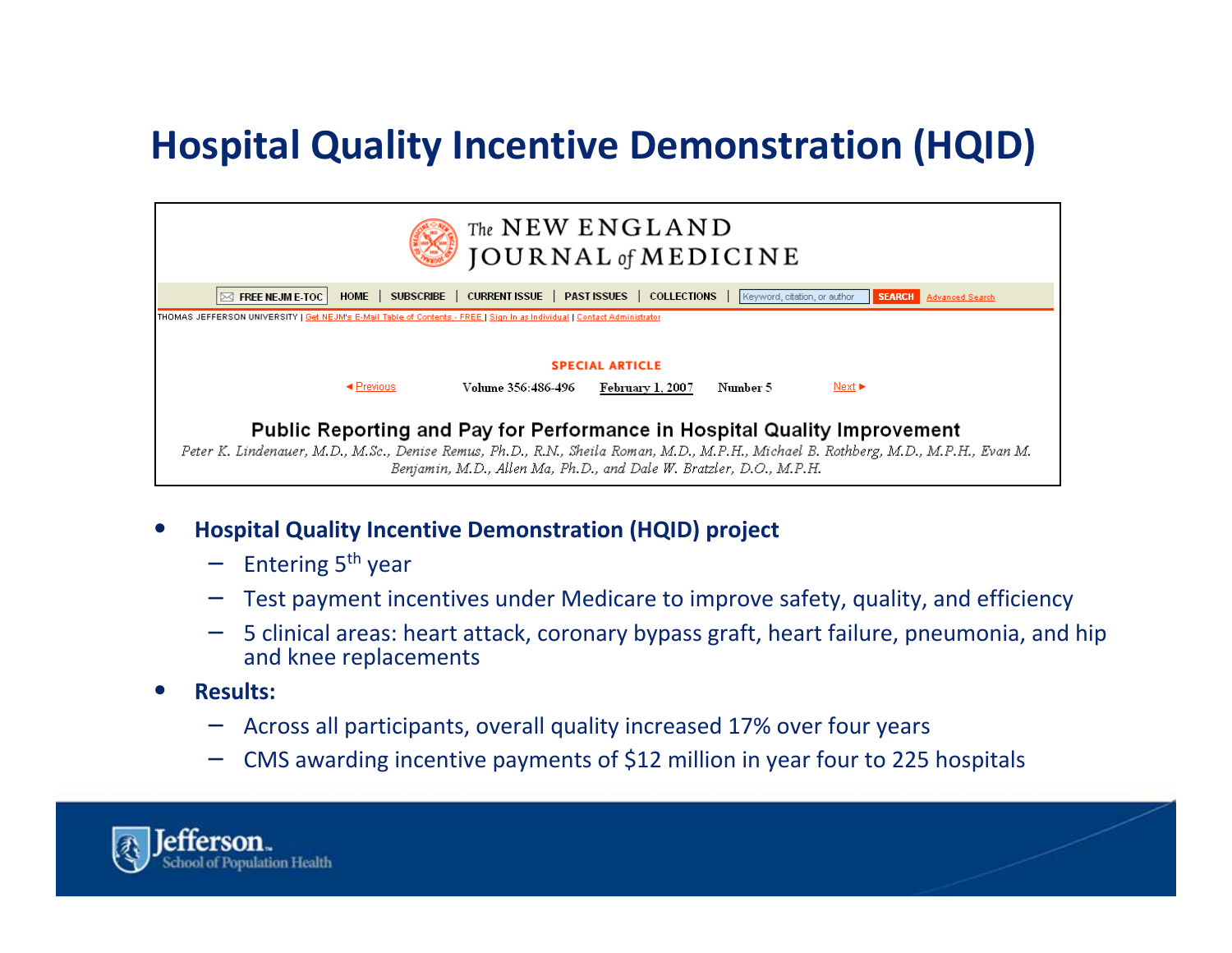# Hospital Quality Incentive Demonstration (HQID)

The NEW ENGLAND JOURNAL of MEDICINE

FREE NEJM E-TOC | HOME | SUBSCRIBE | CURRENT ISSUE | PAST ISSUES | COLLECTIONS | Keyword, citation, or author | SEARCH | Advanced Search

THOMAS JEFFERSON UNIVERSITY | Get NEJM's E-Mail Table of Contents - FREE | Sign In as Individual | Contact Administrator

SPECIAL ARTICLE

◄ Previous | Volume 356:486-496 | February 1, 2007 | Number 5 | Next ►

**Public Reporting and Pay for Performance in Hospital Quality Improvement**

*Peter K. Lindenauer, M.D., M.Sc., Denise Remus, Ph.D., R.N., Sheila Roman, M.D., M.P.H., Michael B. Rothberg, M.D., M.P.H., Evan M. Benjamin, M.D., Allen Ma, Ph.D., and Dale W. Bratzler, D.O., M.P.H.*

- **Hospital Quality Incentive Demonstration (HQID) project**
  - Entering 5th year
  - Test payment incentives under Medicare to improve safety, quality, and efficiency
  - 5 clinical areas: heart attack, coronary bypass graft, heart failure, pneumonia, and hip and knee replacements
- **Results:**
  - Across all participants, overall quality increased 17% over four years
  - CMS awarding incentive payments of $12 million in year four to 225 hospitals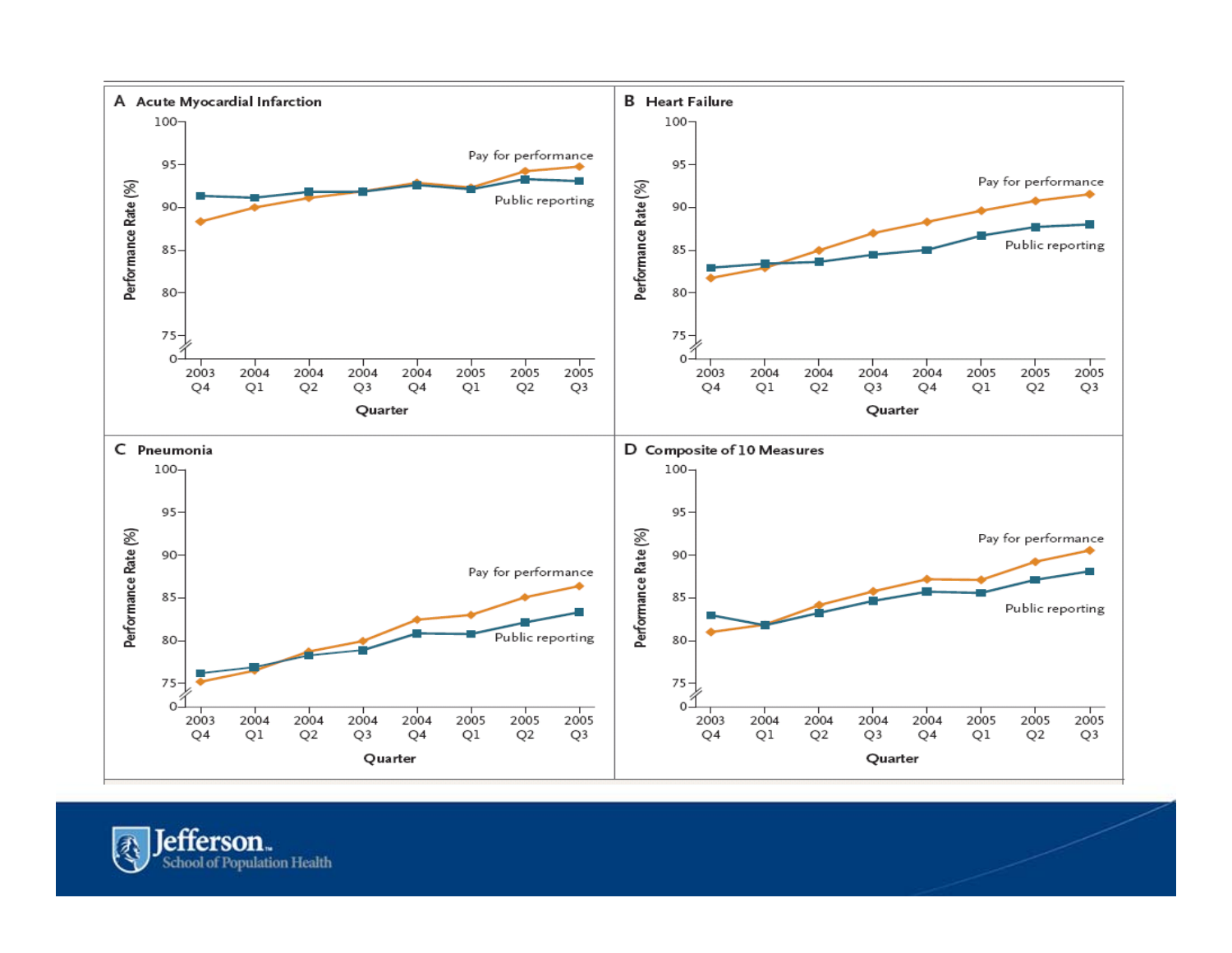**A Acute Myocardial Infarction**

Performance Rate (%)

Pay for performance

Public reporting

Quarter

2003 Q4, 2004 Q1, 2004 Q2, 2004 Q3, 2004 Q4, 2005 Q1, 2005 Q2, 2005 Q3

**B Heart Failure**

Performance Rate (%)

Pay for performance

Public reporting

Quarter

2003 Q4, 2004 Q1, 2004 Q2, 2004 Q3, 2004 Q4, 2005 Q1, 2005 Q2, 2005 Q3

**C Pneumonia**

Performance Rate (%)

Pay for performance

Public reporting

Quarter

2003 Q4, 2004 Q1, 2004 Q2, 2004 Q3, 2004 Q4, 2005 Q1, 2005 Q2, 2005 Q3

**D Composite of 10 Measures**

Performance Rate (%)

Pay for performance

Public reporting

Quarter

2003 Q4, 2004 Q1, 2004 Q2, 2004 Q3, 2004 Q4, 2005 Q1, 2005 Q2, 2005 Q3

Jefferson School of Population Health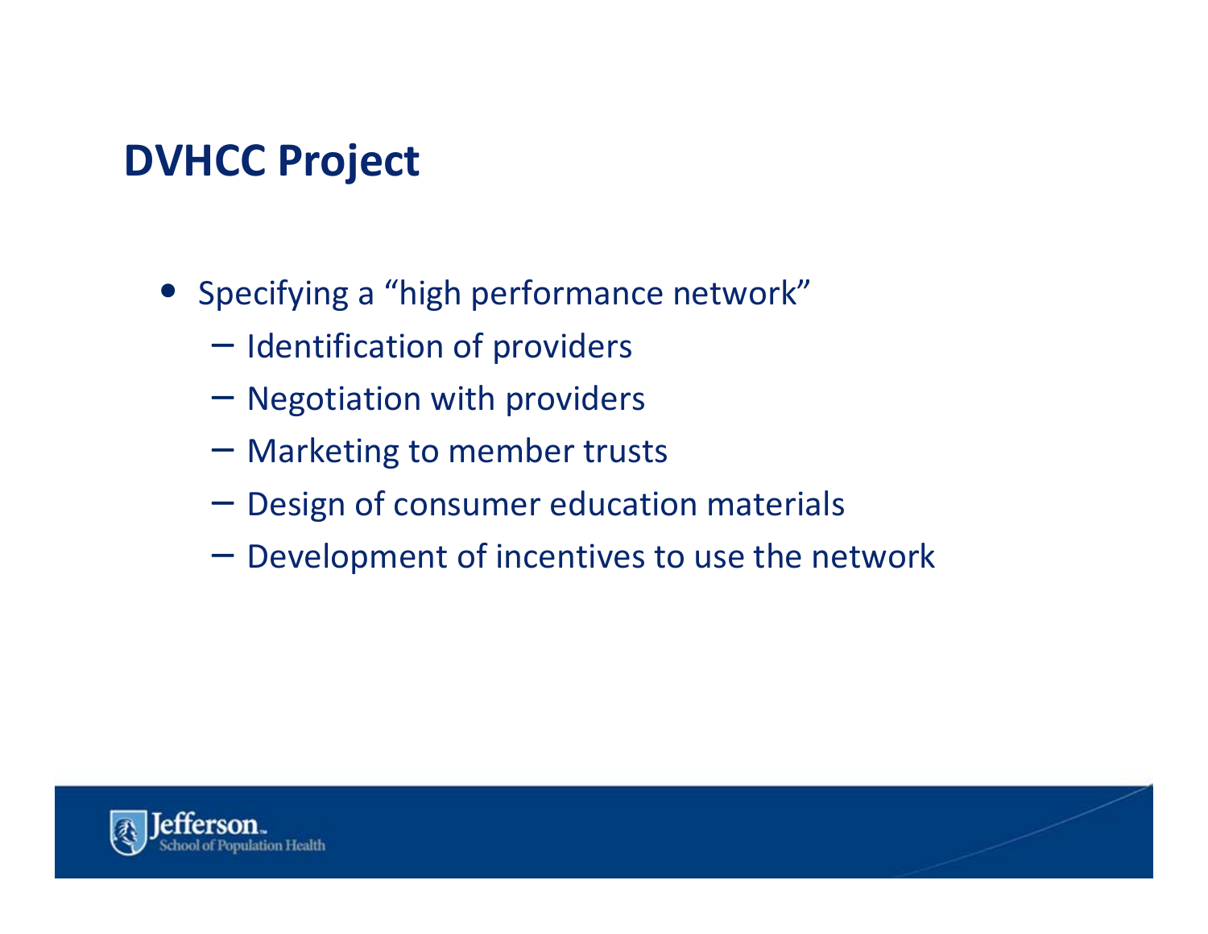## DVHCC Project

- Specifying a "high performance network"
  - Identification of providers
  - Negotiation with providers
  - Marketing to member trusts
  - Design of consumer education materials
  - Development of incentives to use the network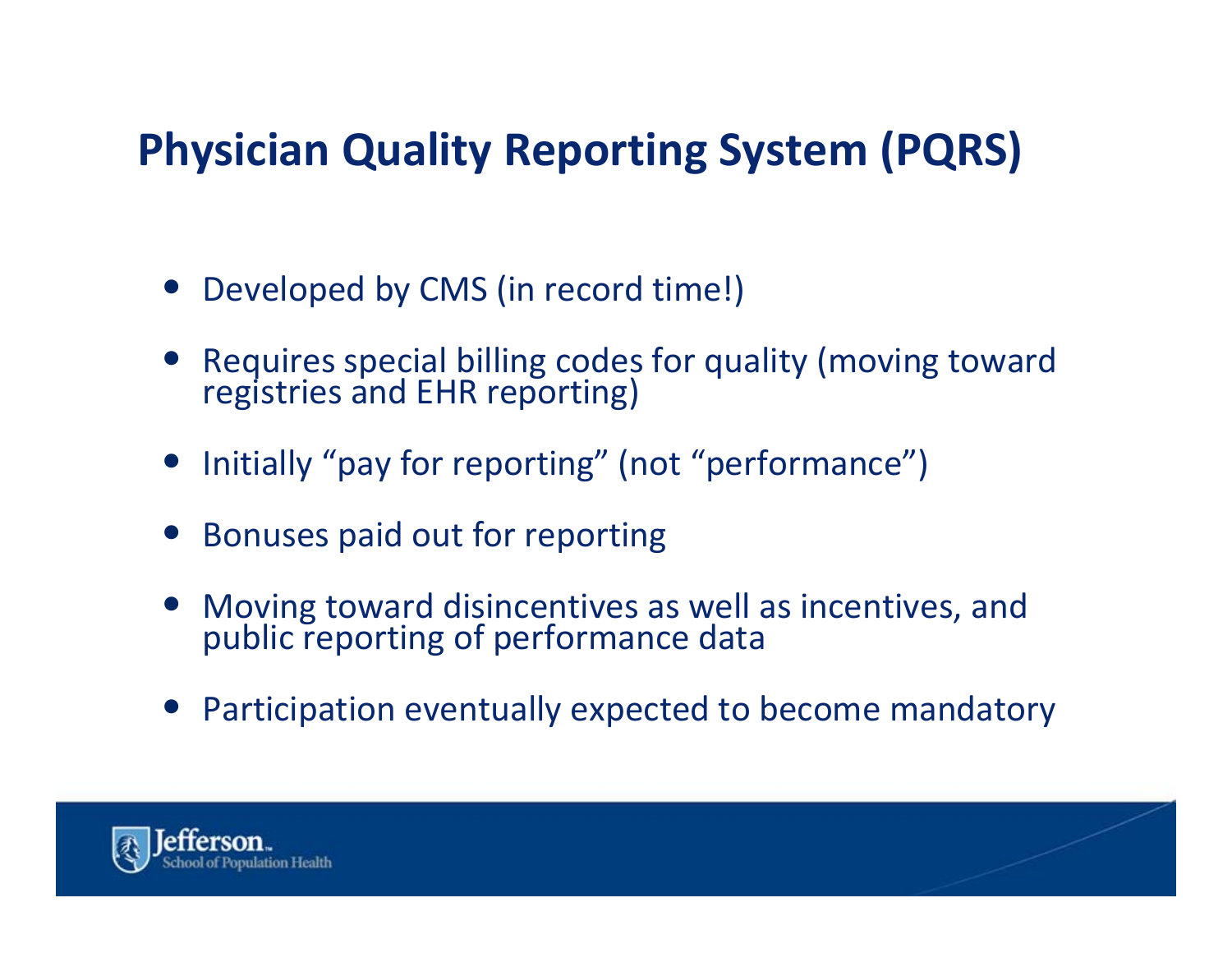# Physician Quality Reporting System (PQRS)

- Developed by CMS (in record time!)
- Requires special billing codes for quality (moving toward registries and EHR reporting)
- Initially "pay for reporting" (not "performance")
- Bonuses paid out for reporting
- Moving toward disincentives as well as incentives, and public reporting of performance data
- Participation eventually expected to become mandatory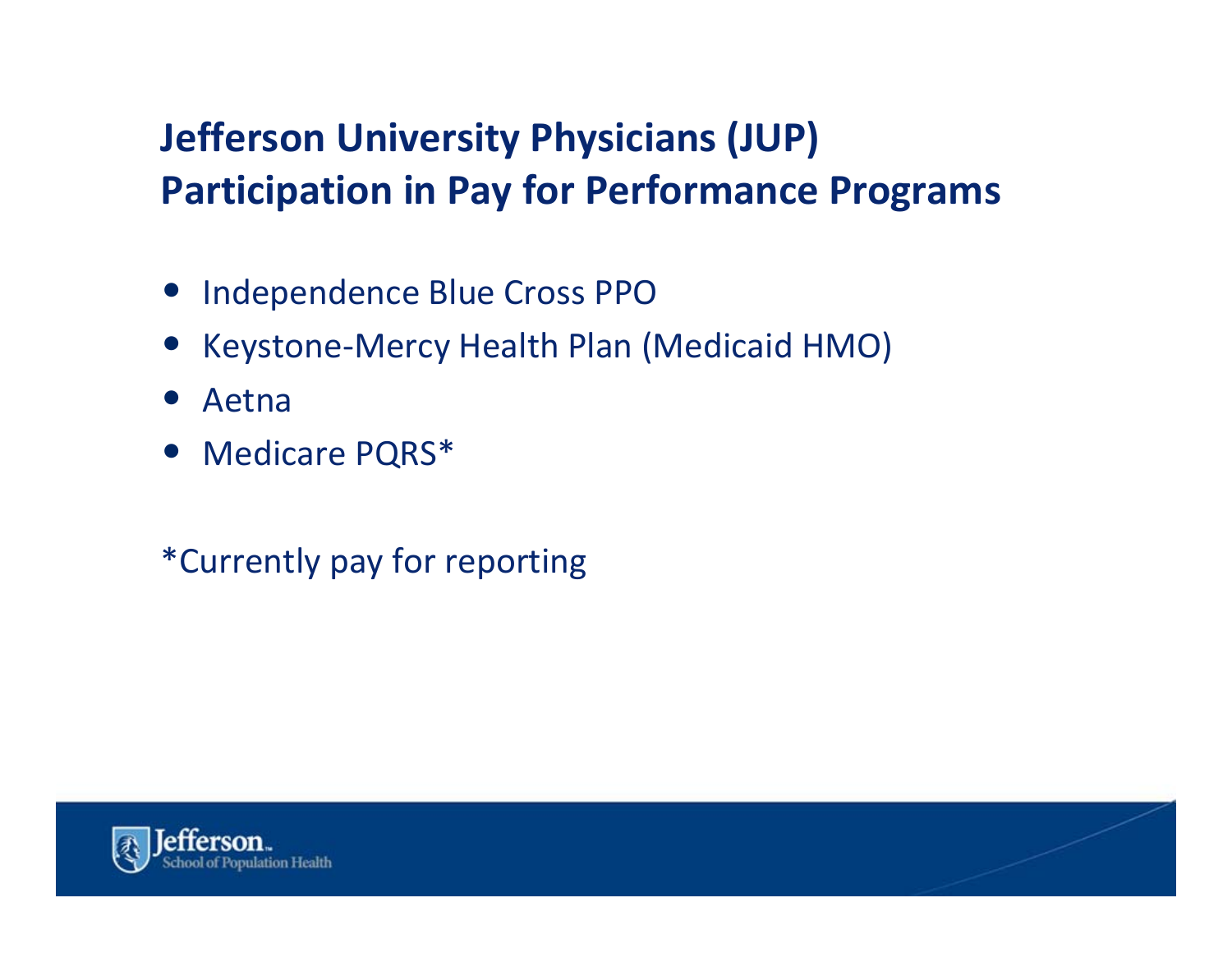## Jefferson University Physicians (JUP) Participation in Pay for Performance Programs

- Independence Blue Cross PPO
- Keystone-Mercy Health Plan (Medicaid HMO)
- Aetna
- Medicare PQRS*

*Currently pay for reporting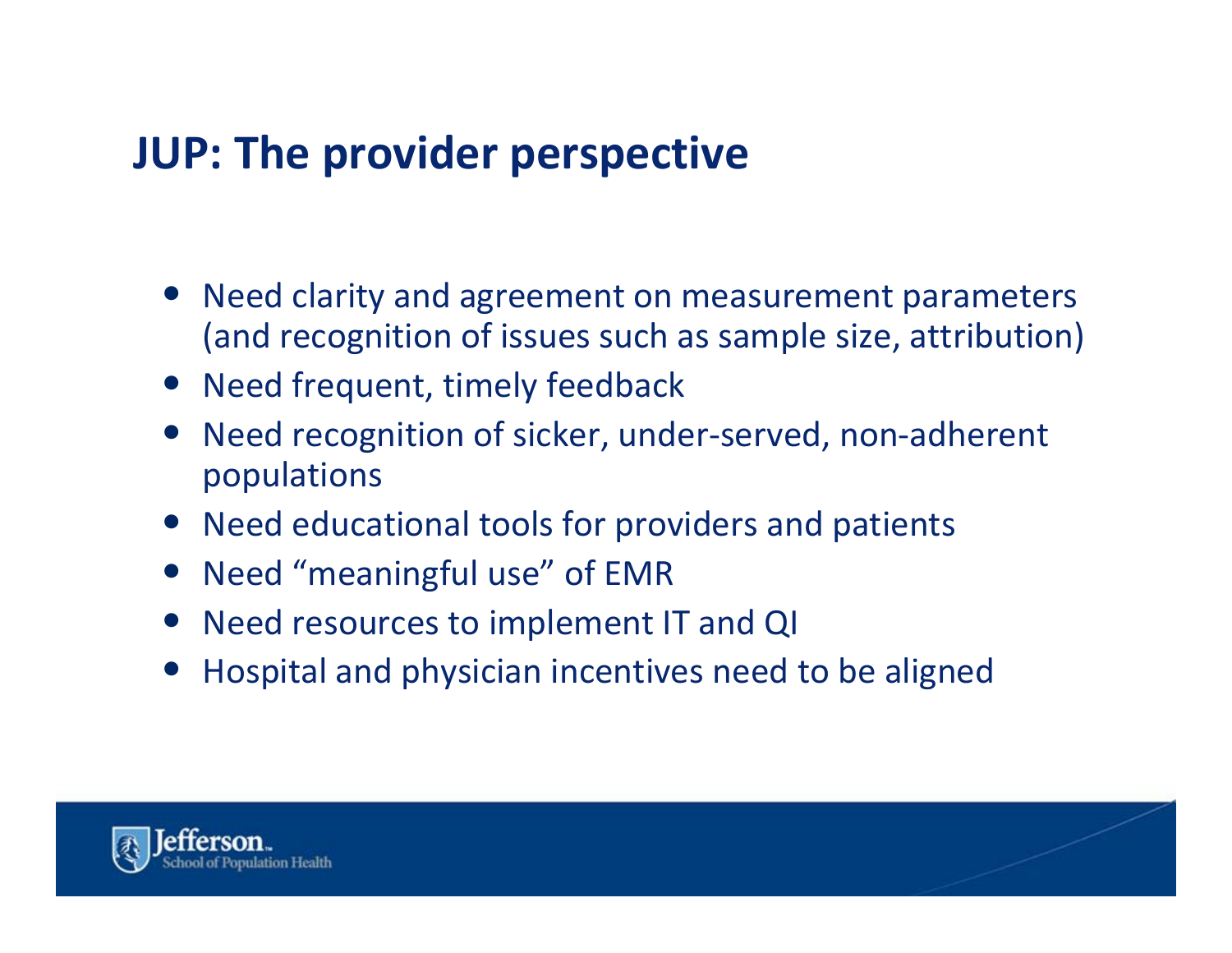## JUP: The provider perspective

- Need clarity and agreement on measurement parameters (and recognition of issues such as sample size, attribution)
- Need frequent, timely feedback
- Need recognition of sicker, under-served, non-adherent populations
- Need educational tools for providers and patients
- Need “meaningful use” of EMR
- Need resources to implement IT and QI
- Hospital and physician incentives need to be aligned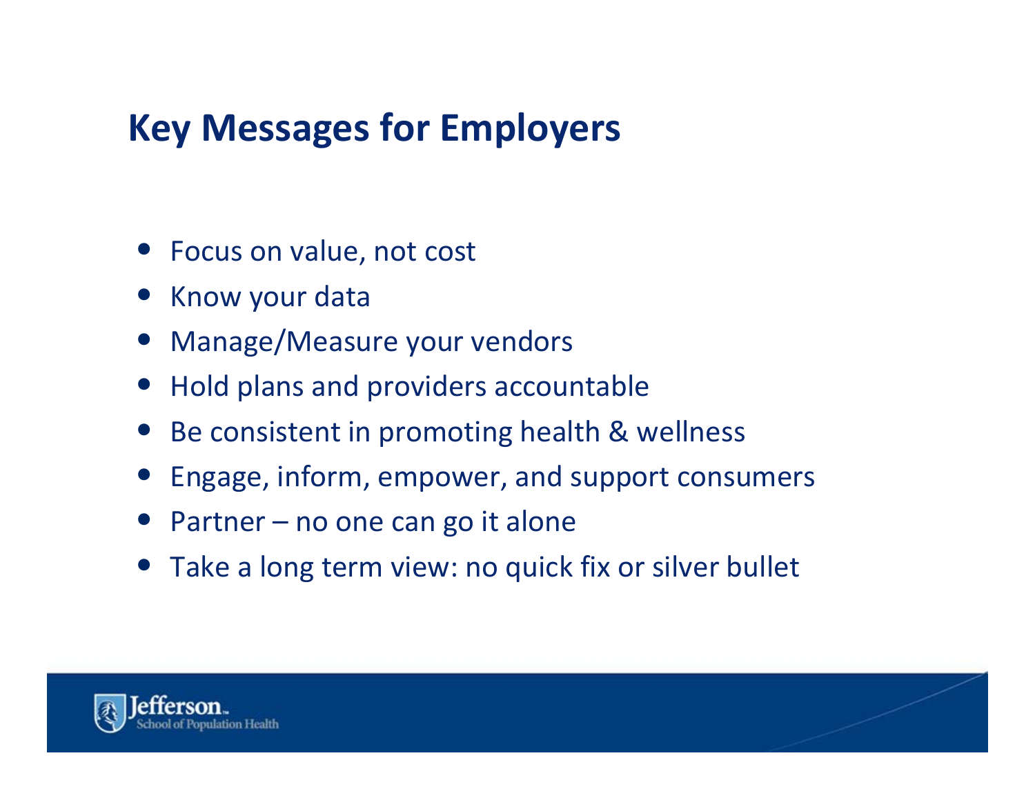## Key Messages for Employers

- Focus on value, not cost
- Know your data
- Manage/Measure your vendors
- Hold plans and providers accountable
- Be consistent in promoting health & wellness
- Engage, inform, empower, and support consumers
- Partner – no one can go it alone
- Take a long term view: no quick fix or silver bullet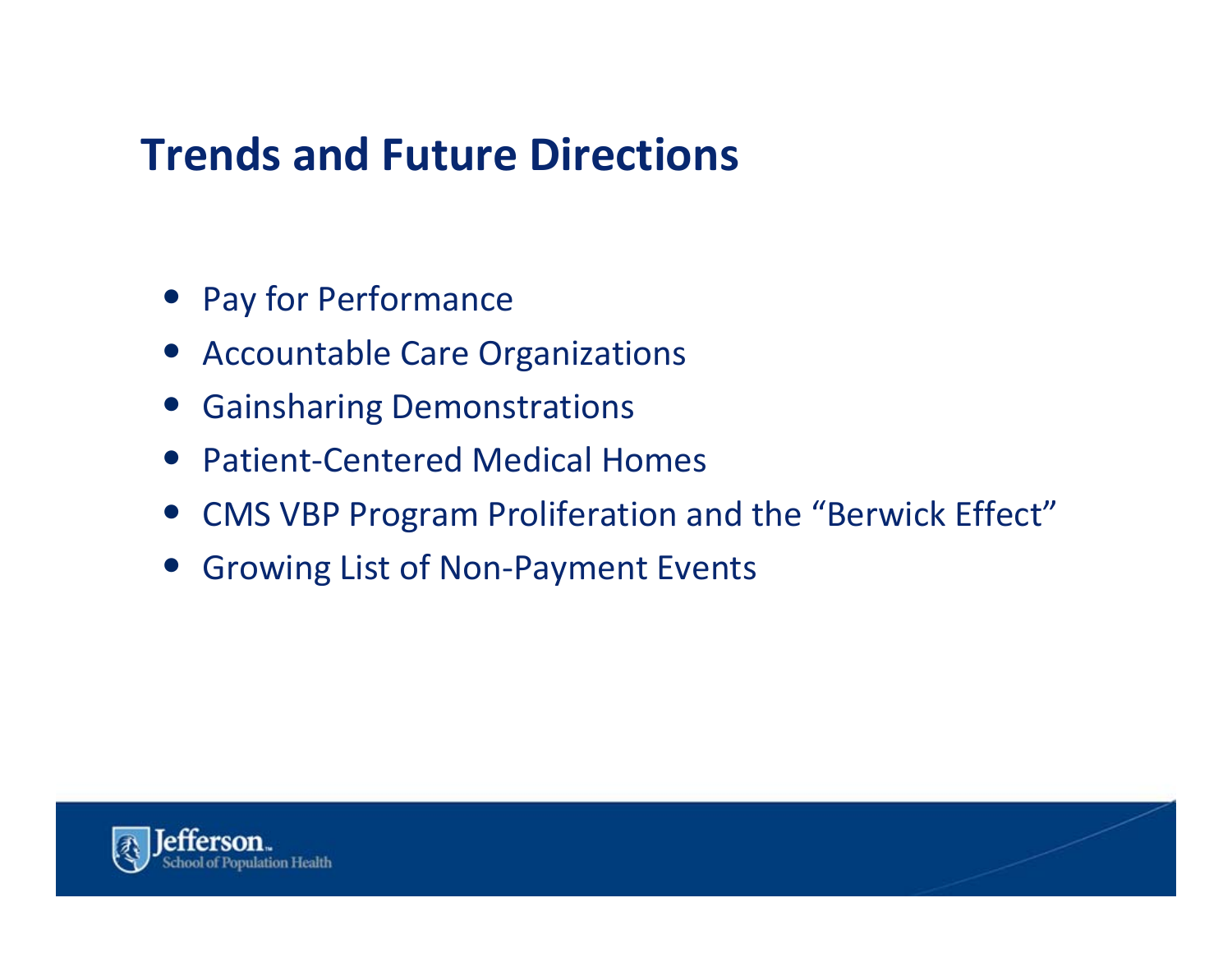# Trends and Future Directions

- Pay for Performance
- Accountable Care Organizations
- Gainsharing Demonstrations
- Patient-Centered Medical Homes
- CMS VBP Program Proliferation and the "Berwick Effect"
- Growing List of Non-Payment Events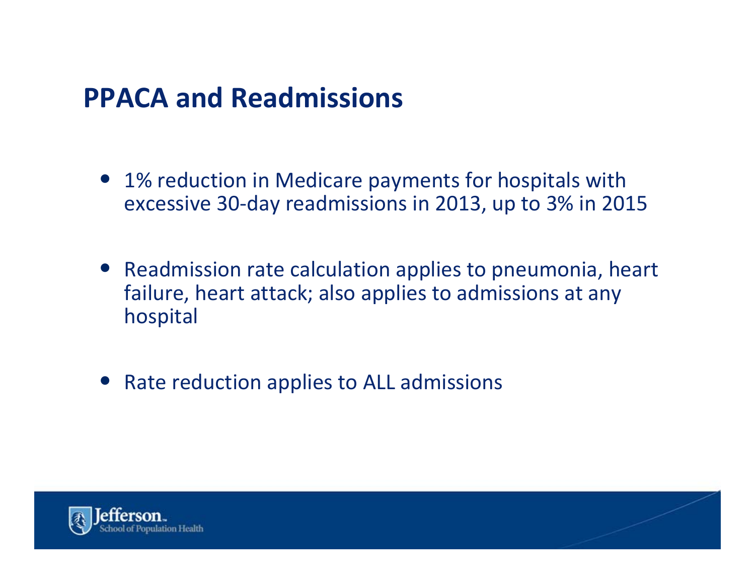## PPACA and Readmissions

- 1% reduction in Medicare payments for hospitals with excessive 30-day readmissions in 2013, up to 3% in 2015
- Readmission rate calculation applies to pneumonia, heart failure, heart attack; also applies to admissions at any hospital
- Rate reduction applies to ALL admissions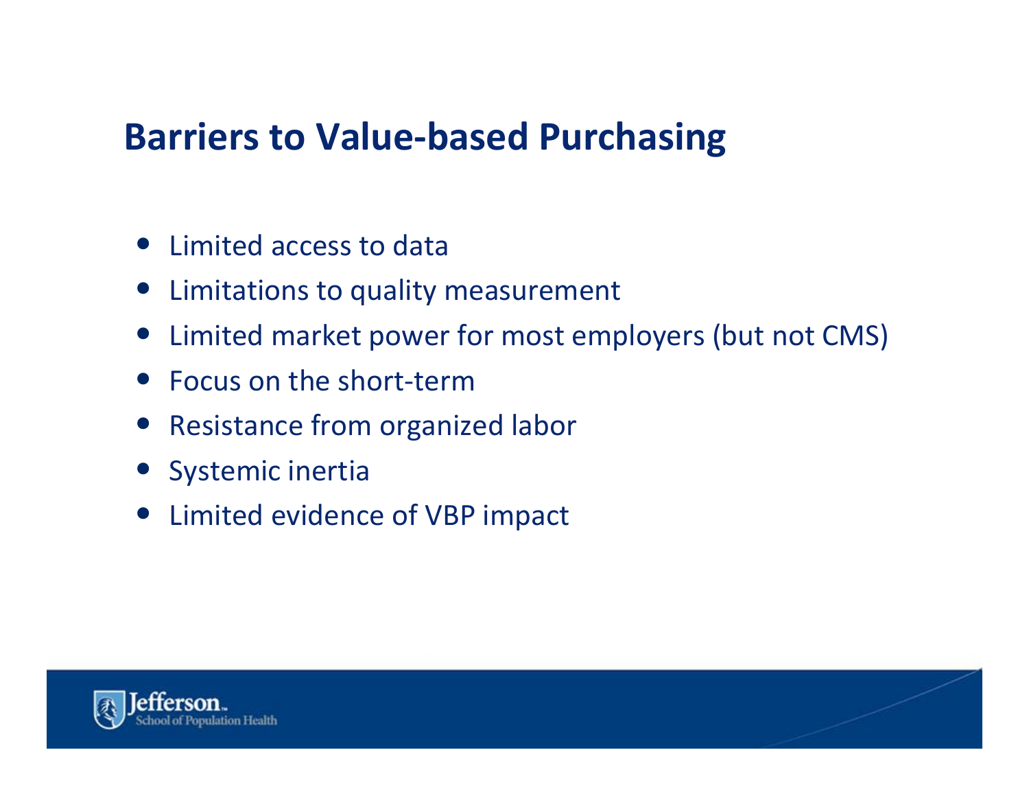# Barriers to Value-based Purchasing

- Limited access to data
- Limitations to quality measurement
- Limited market power for most employers (but not CMS)
- Focus on the short-term
- Resistance from organized labor
- Systemic inertia
- Limited evidence of VBP impact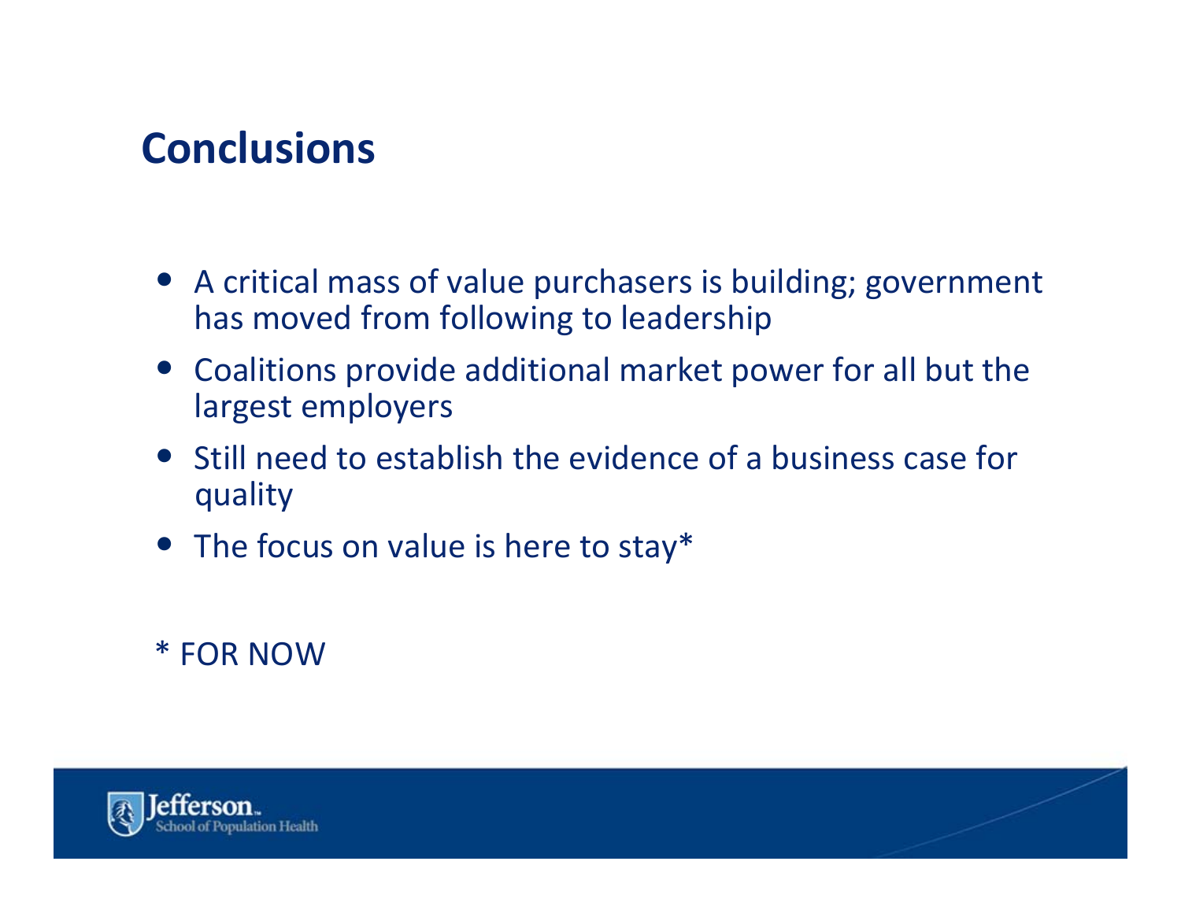## Conclusions

- A critical mass of value purchasers is building; government has moved from following to leadership
- Coalitions provide additional market power for all but the largest employers
- Still need to establish the evidence of a business case for quality
- The focus on value is here to stay*

* FOR NOW